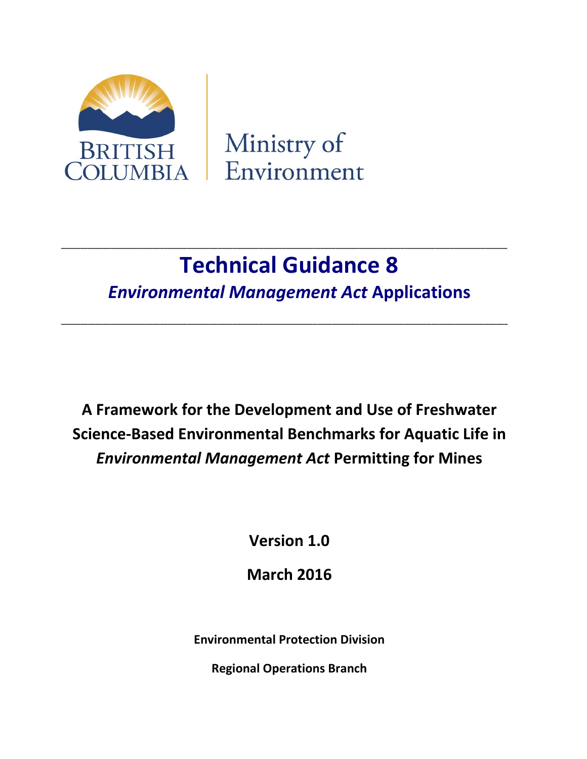BRITISH COLUMBIA | Ministry of Environment

---

# Technical Guidance 8

## *Environmental Management Act* Applications

---

**A Framework for the Development and Use of Freshwater Science-Based Environmental Benchmarks for Aquatic Life in *Environmental Management Act* Permitting for Mines**

**Version 1.0**

**March 2016**

**Environmental Protection Division**

**Regional Operations Branch**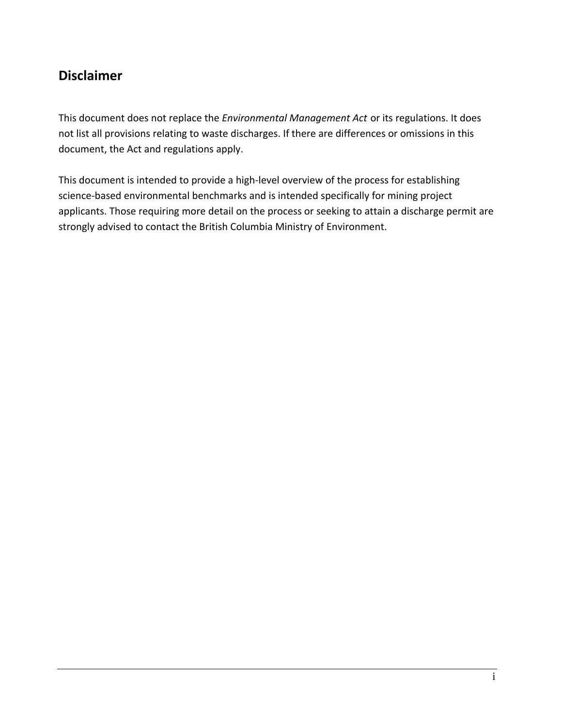## Disclaimer

This document does not replace the *Environmental Management Act* or its regulations. It does not list all provisions relating to waste discharges. If there are differences or omissions in this document, the Act and regulations apply.

This document is intended to provide a high-level overview of the process for establishing science-based environmental benchmarks and is intended specifically for mining project applicants. Those requiring more detail on the process or seeking to attain a discharge permit are strongly advised to contact the British Columbia Ministry of Environment.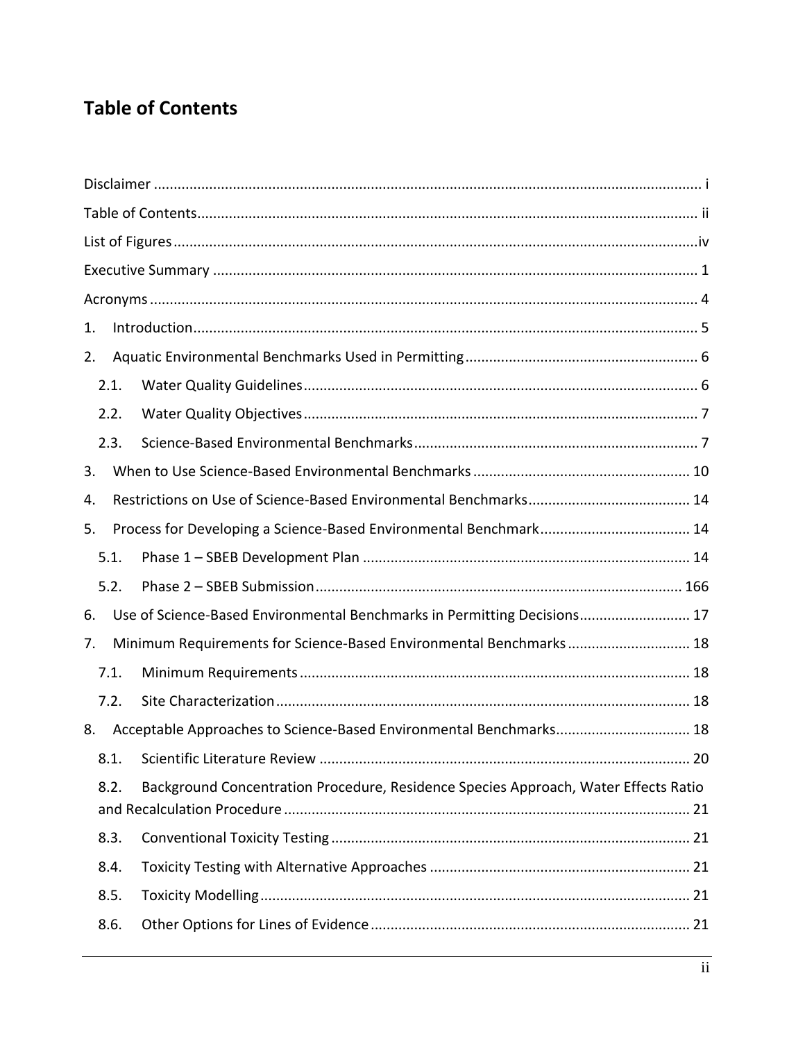# Table of Contents

Disclaimer ........................................................................................................................................ i

Table of Contents............................................................................................................................ ii

List of Figures ..................................................................................................................................iv

Executive Summary ......................................................................................................................... 1

Acronyms ......................................................................................................................................... 4

1. Introduction ............................................................................................................................... 5

2. Aquatic Environmental Benchmarks Used in Permitting .......................................................... 6

   2.1. Water Quality Guidelines ................................................................................................... 6

   2.2. Water Quality Objectives ................................................................................................... 7

   2.3. Science-Based Environmental Benchmarks ....................................................................... 7

3. When to Use Science-Based Environmental Benchmarks ...................................................... 10

4. Restrictions on Use of Science-Based Environmental Benchmarks ......................................... 14

5. Process for Developing a Science-Based Environmental Benchmark ...................................... 14

   5.1. Phase 1 – SBEB Development Plan .................................................................................. 14

   5.2. Phase 2 – SBEB Submission ............................................................................................ 166

6. Use of Science-Based Environmental Benchmarks in Permitting Decisions ........................... 17

7. Minimum Requirements for Science-Based Environmental Benchmarks ............................... 18

   7.1. Minimum Requirements .................................................................................................. 18

   7.2. Site Characterization ........................................................................................................ 18

8. Acceptable Approaches to Science-Based Environmental Benchmarks .................................. 18

   8.1. Scientific Literature Review ............................................................................................. 20

   8.2. Background Concentration Procedure, Residence Species Approach, Water Effects Ratio and Recalculation Procedure ...................................................................................... 21

   8.3. Conventional Toxicity Testing .......................................................................................... 21

   8.4. Toxicity Testing with Alternative Approaches ................................................................. 21

   8.5. Toxicity Modelling ............................................................................................................ 21

   8.6. Other Options for Lines of Evidence ................................................................................ 21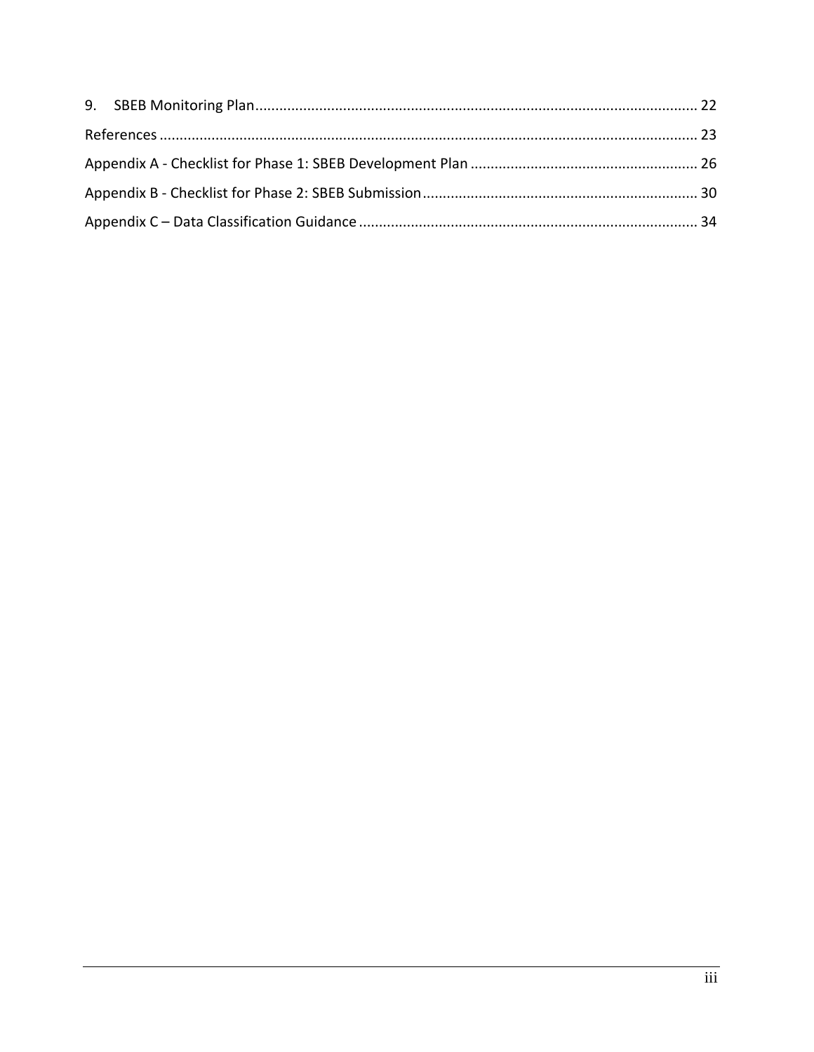9. SBEB Monitoring Plan ..... 22

References ..... 23

Appendix A - Checklist for Phase 1: SBEB Development Plan ..... 26

Appendix B - Checklist for Phase 2: SBEB Submission ..... 30

Appendix C – Data Classification Guidance ..... 34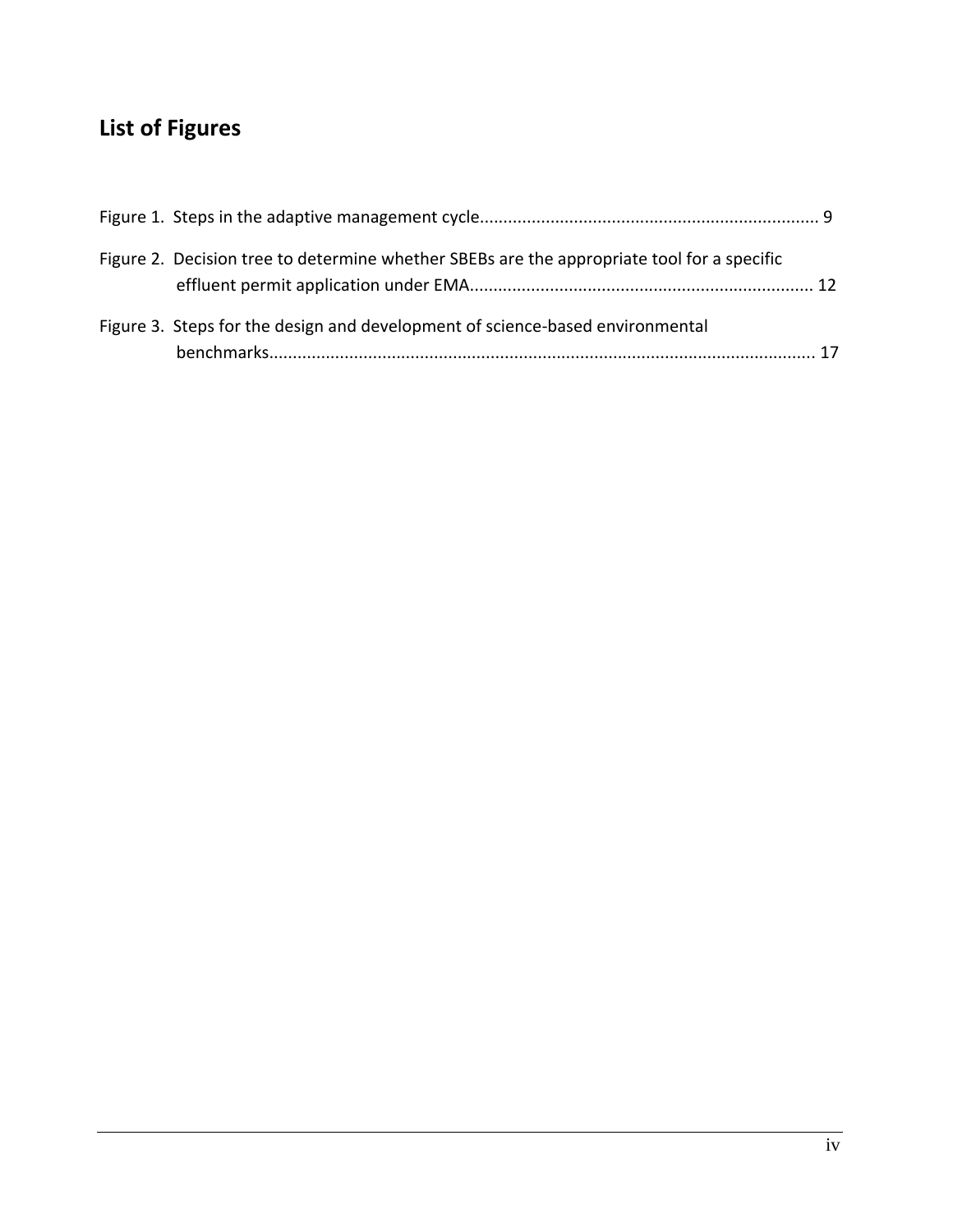# List of Figures

Figure 1. Steps in the adaptive management cycle........................................................................ 9

Figure 2. Decision tree to determine whether SBEBs are the appropriate tool for a specific effluent permit application under EMA........................................................................ 12

Figure 3. Steps for the design and development of science-based environmental benchmarks.................................................................................................................... 17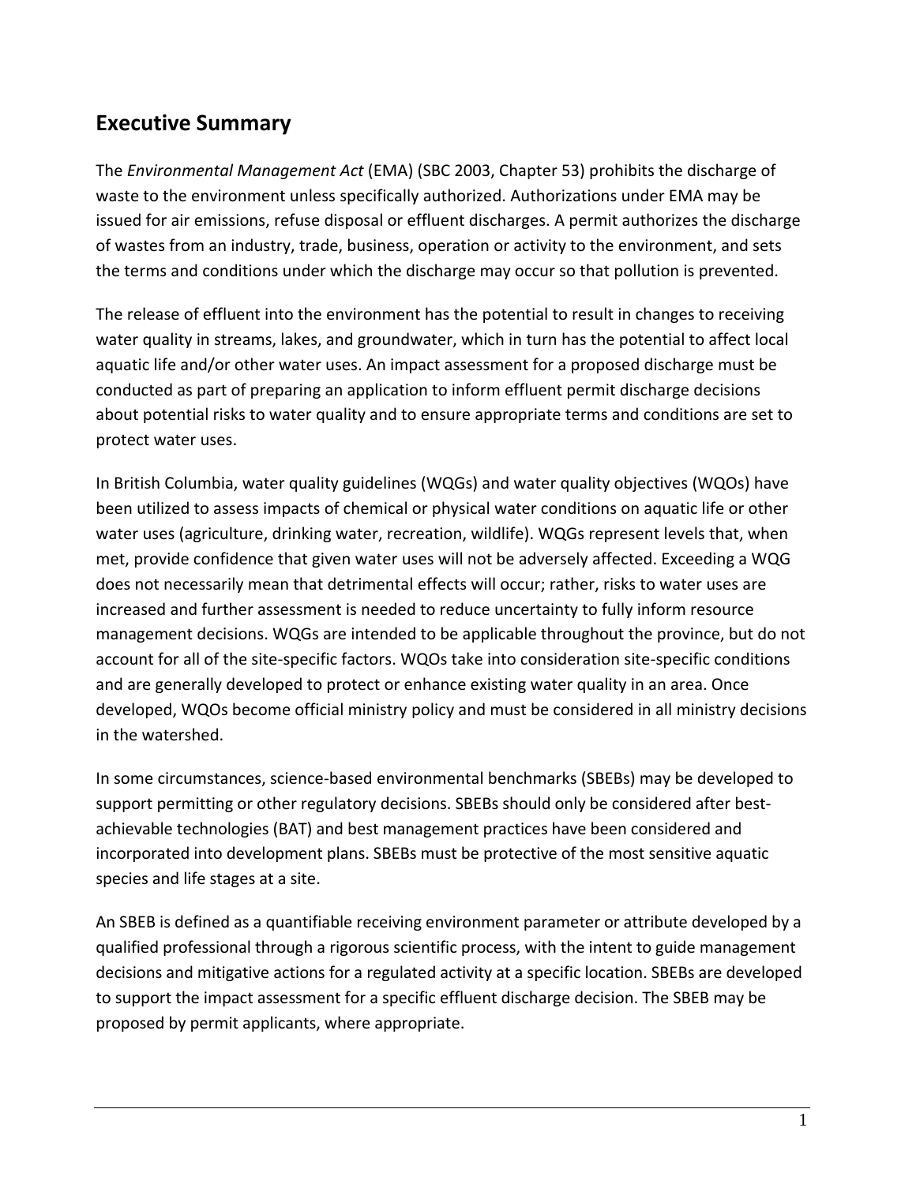## Executive Summary

The *Environmental Management Act* (EMA) (SBC 2003, Chapter 53) prohibits the discharge of waste to the environment unless specifically authorized. Authorizations under EMA may be issued for air emissions, refuse disposal or effluent discharges. A permit authorizes the discharge of wastes from an industry, trade, business, operation or activity to the environment, and sets the terms and conditions under which the discharge may occur so that pollution is prevented.

The release of effluent into the environment has the potential to result in changes to receiving water quality in streams, lakes, and groundwater, which in turn has the potential to affect local aquatic life and/or other water uses. An impact assessment for a proposed discharge must be conducted as part of preparing an application to inform effluent permit discharge decisions about potential risks to water quality and to ensure appropriate terms and conditions are set to protect water uses.

In British Columbia, water quality guidelines (WQGs) and water quality objectives (WQOs) have been utilized to assess impacts of chemical or physical water conditions on aquatic life or other water uses (agriculture, drinking water, recreation, wildlife). WQGs represent levels that, when met, provide confidence that given water uses will not be adversely affected. Exceeding a WQG does not necessarily mean that detrimental effects will occur; rather, risks to water uses are increased and further assessment is needed to reduce uncertainty to fully inform resource management decisions. WQGs are intended to be applicable throughout the province, but do not account for all of the site-specific factors. WQOs take into consideration site-specific conditions and are generally developed to protect or enhance existing water quality in an area. Once developed, WQOs become official ministry policy and must be considered in all ministry decisions in the watershed.

In some circumstances, science-based environmental benchmarks (SBEBs) may be developed to support permitting or other regulatory decisions. SBEBs should only be considered after best-achievable technologies (BAT) and best management practices have been considered and incorporated into development plans. SBEBs must be protective of the most sensitive aquatic species and life stages at a site.

An SBEB is defined as a quantifiable receiving environment parameter or attribute developed by a qualified professional through a rigorous scientific process, with the intent to guide management decisions and mitigative actions for a regulated activity at a specific location. SBEBs are developed to support the impact assessment for a specific effluent discharge decision. The SBEB may be proposed by permit applicants, where appropriate.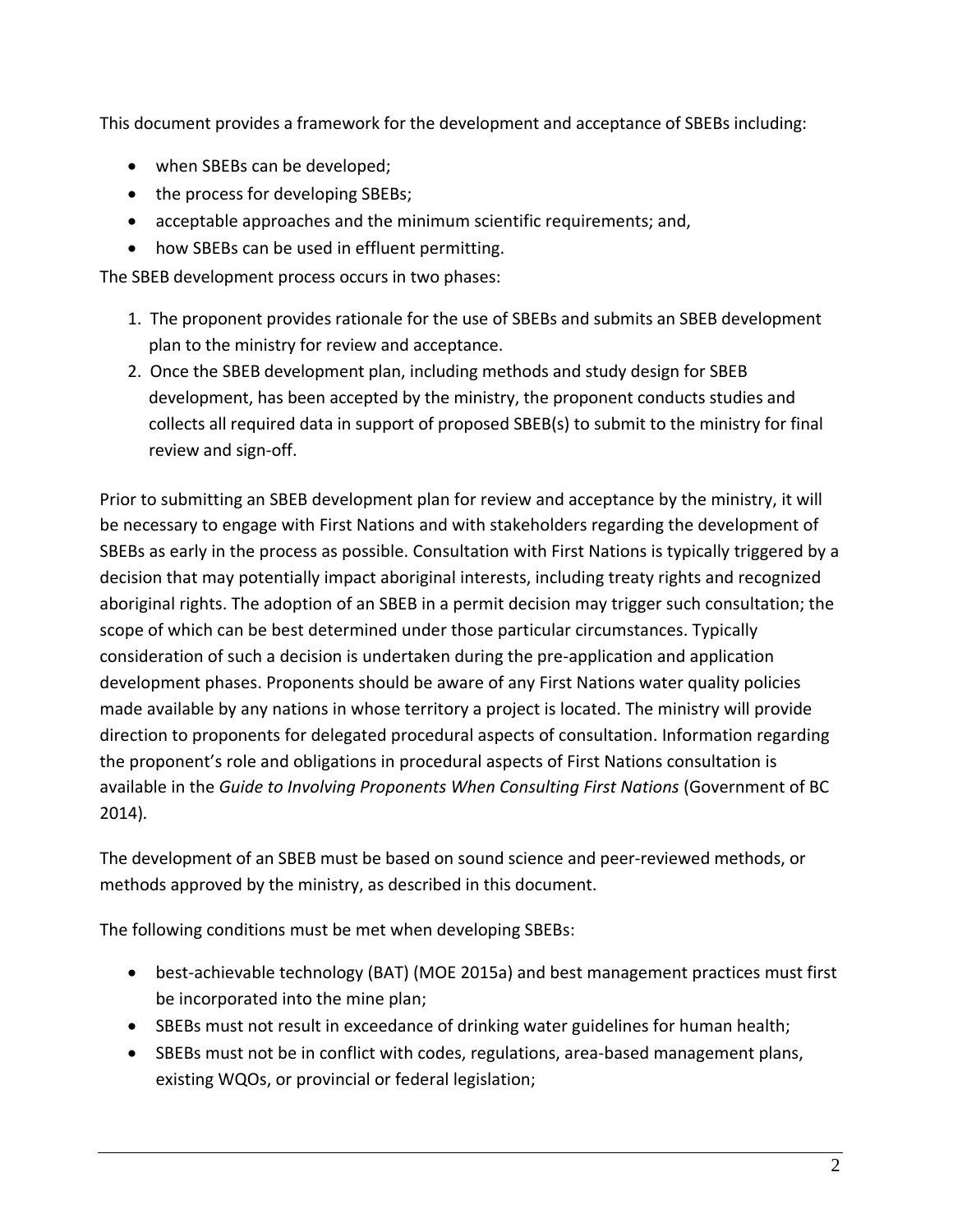This document provides a framework for the development and acceptance of SBEBs including:

- when SBEBs can be developed;
- the process for developing SBEBs;
- acceptable approaches and the minimum scientific requirements; and,
- how SBEBs can be used in effluent permitting.

The SBEB development process occurs in two phases:

1. The proponent provides rationale for the use of SBEBs and submits an SBEB development plan to the ministry for review and acceptance.
2. Once the SBEB development plan, including methods and study design for SBEB development, has been accepted by the ministry, the proponent conducts studies and collects all required data in support of proposed SBEB(s) to submit to the ministry for final review and sign-off.

Prior to submitting an SBEB development plan for review and acceptance by the ministry, it will be necessary to engage with First Nations and with stakeholders regarding the development of SBEBs as early in the process as possible. Consultation with First Nations is typically triggered by a decision that may potentially impact aboriginal interests, including treaty rights and recognized aboriginal rights. The adoption of an SBEB in a permit decision may trigger such consultation; the scope of which can be best determined under those particular circumstances. Typically consideration of such a decision is undertaken during the pre-application and application development phases. Proponents should be aware of any First Nations water quality policies made available by any nations in whose territory a project is located. The ministry will provide direction to proponents for delegated procedural aspects of consultation. Information regarding the proponent's role and obligations in procedural aspects of First Nations consultation is available in the *Guide to Involving Proponents When Consulting First Nations* (Government of BC 2014).

The development of an SBEB must be based on sound science and peer-reviewed methods, or methods approved by the ministry, as described in this document.

The following conditions must be met when developing SBEBs:

- best-achievable technology (BAT) (MOE 2015a) and best management practices must first be incorporated into the mine plan;
- SBEBs must not result in exceedance of drinking water guidelines for human health;
- SBEBs must not be in conflict with codes, regulations, area-based management plans, existing WQOs, or provincial or federal legislation;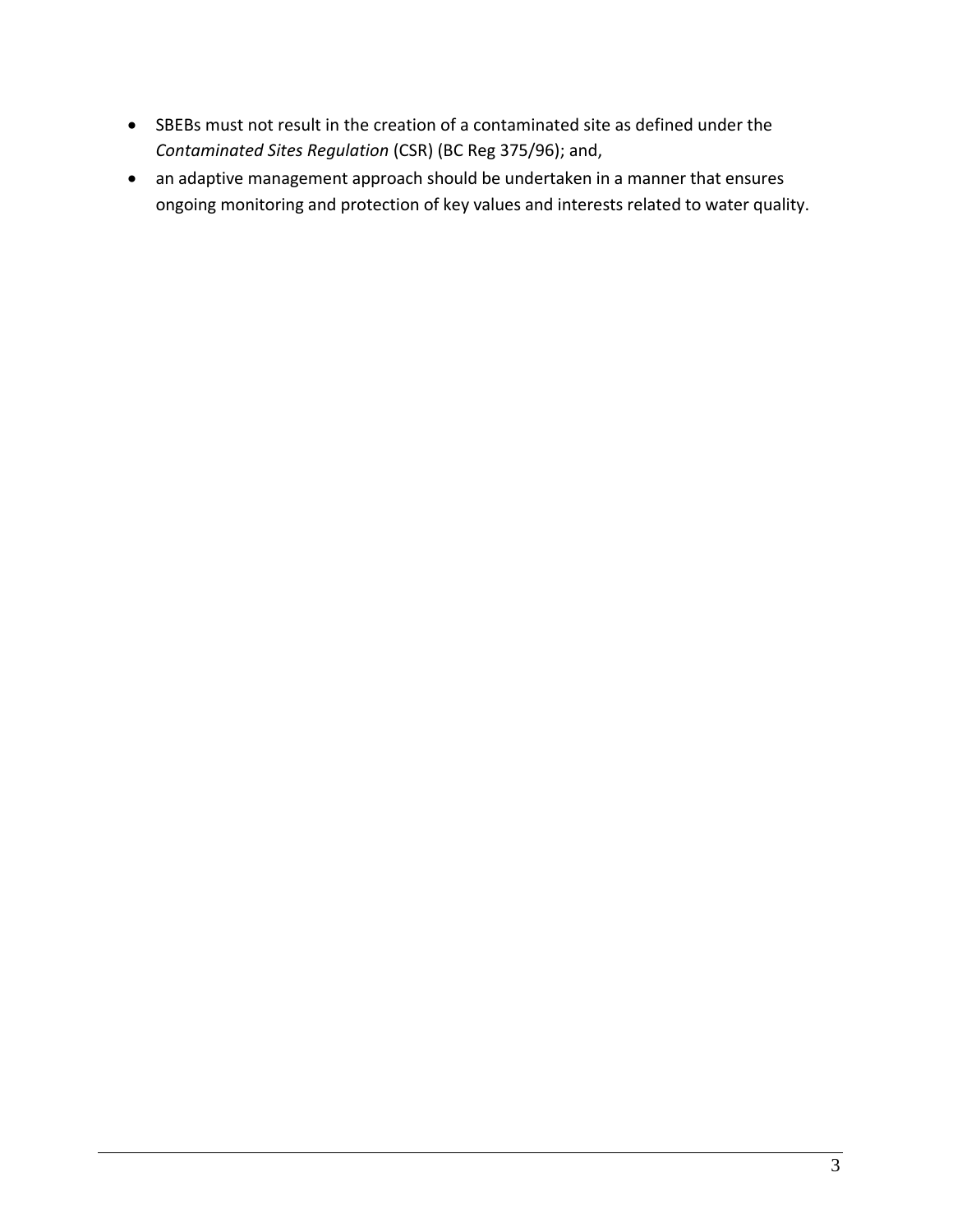- SBEBs must not result in the creation of a contaminated site as defined under the *Contaminated Sites Regulation* (CSR) (BC Reg 375/96); and,
- an adaptive management approach should be undertaken in a manner that ensures ongoing monitoring and protection of key values and interests related to water quality.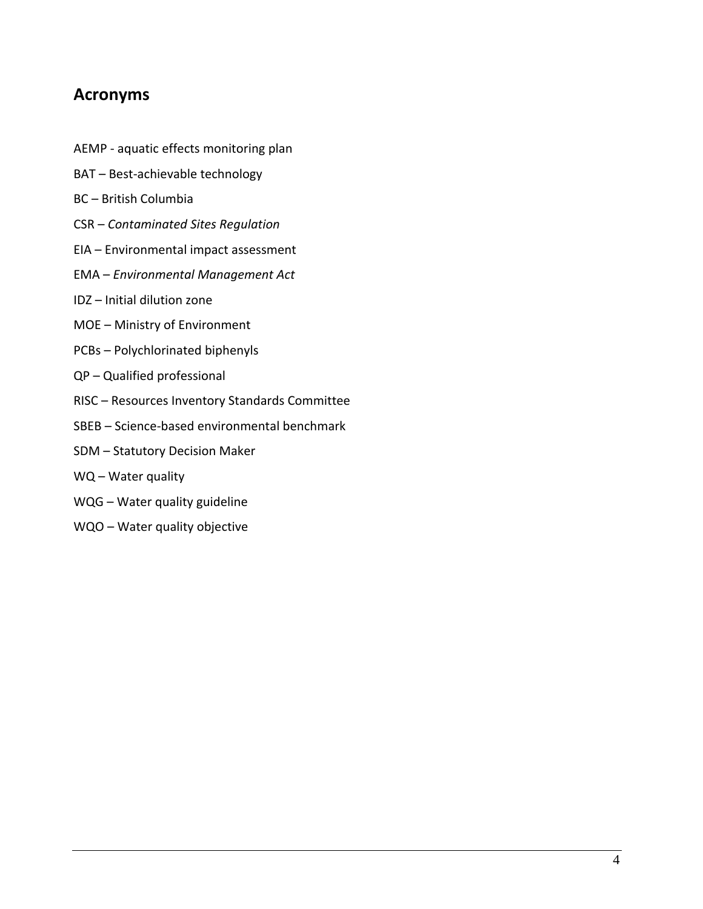## Acronyms

AEMP - aquatic effects monitoring plan

BAT – Best-achievable technology

BC – British Columbia

CSR – *Contaminated Sites Regulation*

EIA – Environmental impact assessment

EMA – *Environmental Management Act*

IDZ – Initial dilution zone

MOE – Ministry of Environment

PCBs – Polychlorinated biphenyls

QP – Qualified professional

RISC – Resources Inventory Standards Committee

SBEB – Science-based environmental benchmark

SDM – Statutory Decision Maker

WQ – Water quality

WQG – Water quality guideline

WQO – Water quality objective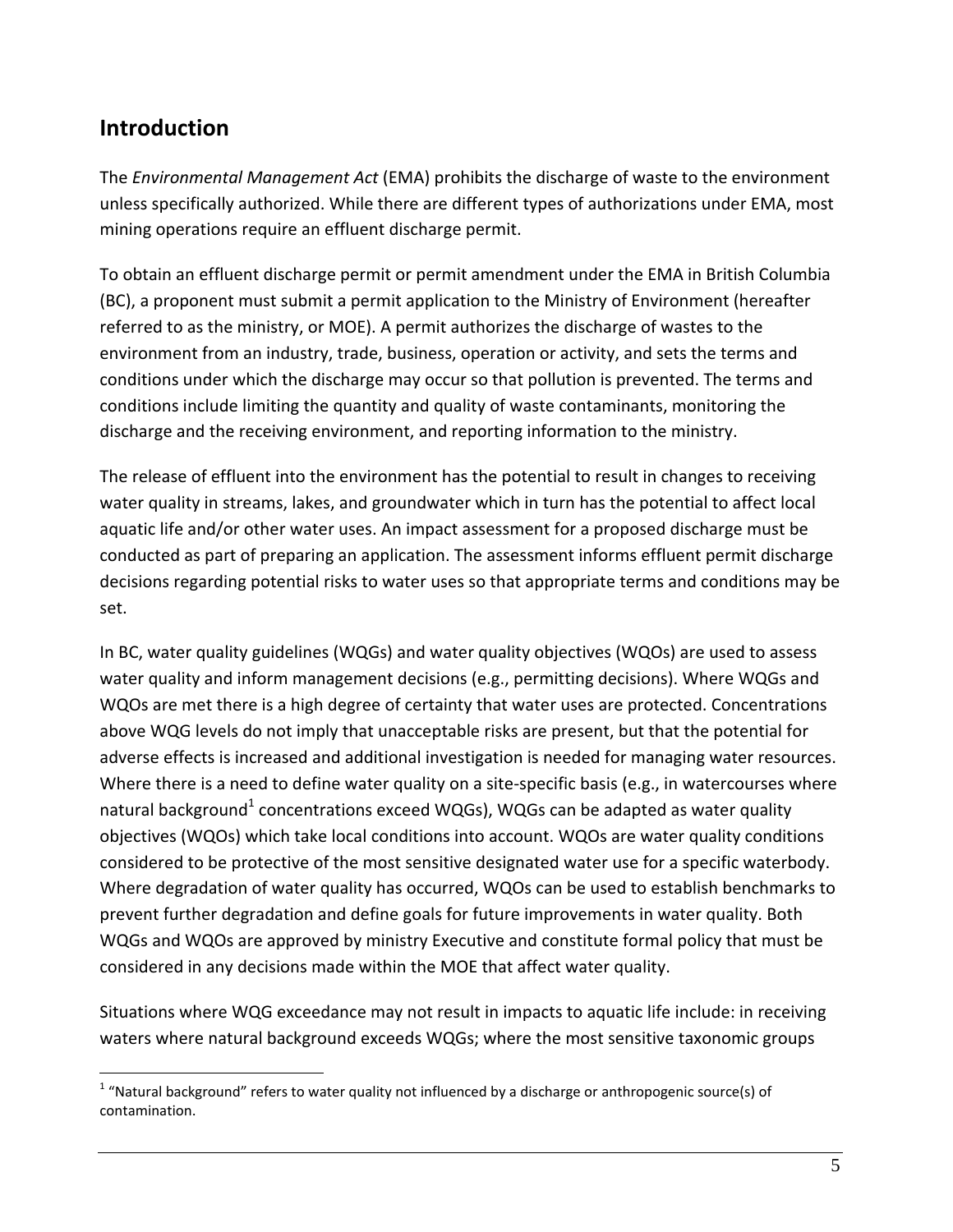## Introduction

The *Environmental Management Act* (EMA) prohibits the discharge of waste to the environment unless specifically authorized. While there are different types of authorizations under EMA, most mining operations require an effluent discharge permit.

To obtain an effluent discharge permit or permit amendment under the EMA in British Columbia (BC), a proponent must submit a permit application to the Ministry of Environment (hereafter referred to as the ministry, or MOE). A permit authorizes the discharge of wastes to the environment from an industry, trade, business, operation or activity, and sets the terms and conditions under which the discharge may occur so that pollution is prevented. The terms and conditions include limiting the quantity and quality of waste contaminants, monitoring the discharge and the receiving environment, and reporting information to the ministry.

The release of effluent into the environment has the potential to result in changes to receiving water quality in streams, lakes, and groundwater which in turn has the potential to affect local aquatic life and/or other water uses. An impact assessment for a proposed discharge must be conducted as part of preparing an application. The assessment informs effluent permit discharge decisions regarding potential risks to water uses so that appropriate terms and conditions may be set.

In BC, water quality guidelines (WQGs) and water quality objectives (WQOs) are used to assess water quality and inform management decisions (e.g., permitting decisions). Where WQGs and WQOs are met there is a high degree of certainty that water uses are protected. Concentrations above WQG levels do not imply that unacceptable risks are present, but that the potential for adverse effects is increased and additional investigation is needed for managing water resources. Where there is a need to define water quality on a site-specific basis (e.g., in watercourses where natural background[1] concentrations exceed WQGs), WQGs can be adapted as water quality objectives (WQOs) which take local conditions into account. WQOs are water quality conditions considered to be protective of the most sensitive designated water use for a specific waterbody. Where degradation of water quality has occurred, WQOs can be used to establish benchmarks to prevent further degradation and define goals for future improvements in water quality. Both WQGs and WQOs are approved by ministry Executive and constitute formal policy that must be considered in any decisions made within the MOE that affect water quality.

Situations where WQG exceedance may not result in impacts to aquatic life include: in receiving waters where natural background exceeds WQGs; where the most sensitive taxonomic groups

[1] "Natural background" refers to water quality not influenced by a discharge or anthropogenic source(s) of contamination.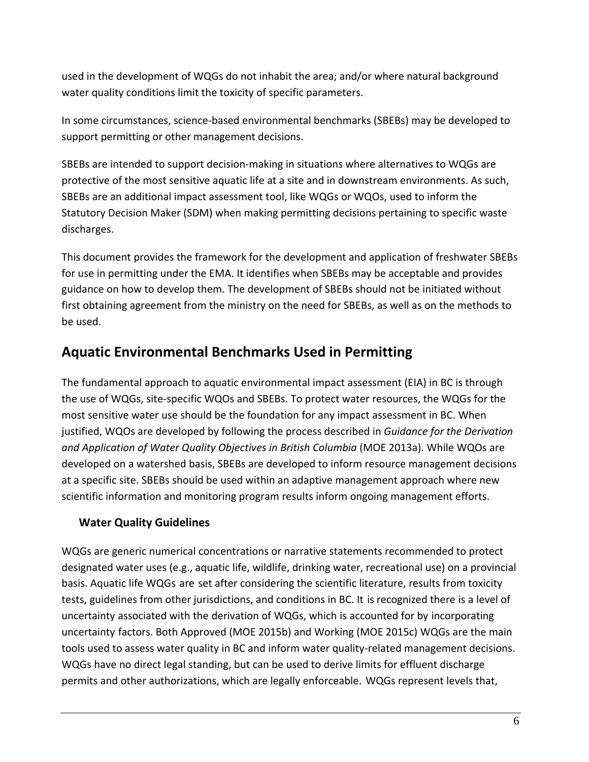used in the development of WQGs do not inhabit the area; and/or where natural background water quality conditions limit the toxicity of specific parameters.

In some circumstances, science-based environmental benchmarks (SBEBs) may be developed to support permitting or other management decisions.

SBEBs are intended to support decision-making in situations where alternatives to WQGs are protective of the most sensitive aquatic life at a site and in downstream environments. As such, SBEBs are an additional impact assessment tool, like WQGs or WQOs, used to inform the Statutory Decision Maker (SDM) when making permitting decisions pertaining to specific waste discharges.

This document provides the framework for the development and application of freshwater SBEBs for use in permitting under the EMA. It identifies when SBEBs may be acceptable and provides guidance on how to develop them. The development of SBEBs should not be initiated without first obtaining agreement from the ministry on the need for SBEBs, as well as on the methods to be used.

## Aquatic Environmental Benchmarks Used in Permitting

The fundamental approach to aquatic environmental impact assessment (EIA) in BC is through the use of WQGs, site-specific WQOs and SBEBs. To protect water resources, the WQGs for the most sensitive water use should be the foundation for any impact assessment in BC. When justified, WQOs are developed by following the process described in *Guidance for the Derivation and Application of Water Quality Objectives in British Columbia* (MOE 2013a). While WQOs are developed on a watershed basis, SBEBs are developed to inform resource management decisions at a specific site. SBEBs should be used within an adaptive management approach where new scientific information and monitoring program results inform ongoing management efforts.

### Water Quality Guidelines

WQGs are generic numerical concentrations or narrative statements recommended to protect designated water uses (e.g., aquatic life, wildlife, drinking water, recreational use) on a provincial basis. Aquatic life WQGs are set after considering the scientific literature, results from toxicity tests, guidelines from other jurisdictions, and conditions in BC. It is recognized there is a level of uncertainty associated with the derivation of WQGs, which is accounted for by incorporating uncertainty factors. Both Approved (MOE 2015b) and Working (MOE 2015c) WQGs are the main tools used to assess water quality in BC and inform water quality-related management decisions. WQGs have no direct legal standing, but can be used to derive limits for effluent discharge permits and other authorizations, which are legally enforceable. WQGs represent levels that,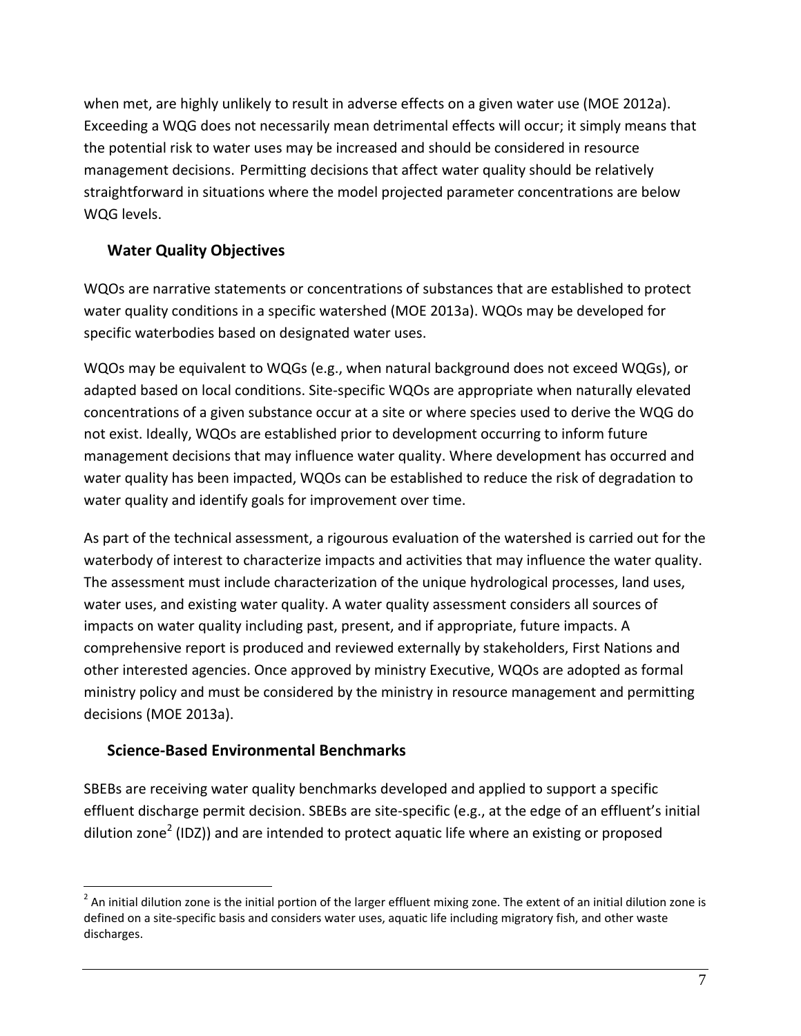when met, are highly unlikely to result in adverse effects on a given water use (MOE 2012a). Exceeding a WQG does not necessarily mean detrimental effects will occur; it simply means that the potential risk to water uses may be increased and should be considered in resource management decisions. Permitting decisions that affect water quality should be relatively straightforward in situations where the model projected parameter concentrations are below WQG levels.

### Water Quality Objectives

WQOs are narrative statements or concentrations of substances that are established to protect water quality conditions in a specific watershed (MOE 2013a). WQOs may be developed for specific waterbodies based on designated water uses.

WQOs may be equivalent to WQGs (e.g., when natural background does not exceed WQGs), or adapted based on local conditions. Site-specific WQOs are appropriate when naturally elevated concentrations of a given substance occur at a site or where species used to derive the WQG do not exist. Ideally, WQOs are established prior to development occurring to inform future management decisions that may influence water quality. Where development has occurred and water quality has been impacted, WQOs can be established to reduce the risk of degradation to water quality and identify goals for improvement over time.

As part of the technical assessment, a rigourous evaluation of the watershed is carried out for the waterbody of interest to characterize impacts and activities that may influence the water quality. The assessment must include characterization of the unique hydrological processes, land uses, water uses, and existing water quality. A water quality assessment considers all sources of impacts on water quality including past, present, and if appropriate, future impacts. A comprehensive report is produced and reviewed externally by stakeholders, First Nations and other interested agencies. Once approved by ministry Executive, WQOs are adopted as formal ministry policy and must be considered by the ministry in resource management and permitting decisions (MOE 2013a).

### Science-Based Environmental Benchmarks

SBEBs are receiving water quality benchmarks developed and applied to support a specific effluent discharge permit decision. SBEBs are site-specific (e.g., at the edge of an effluent's initial dilution zone[2] (IDZ)) and are intended to protect aquatic life where an existing or proposed

[2] An initial dilution zone is the initial portion of the larger effluent mixing zone. The extent of an initial dilution zone is defined on a site-specific basis and considers water uses, aquatic life including migratory fish, and other waste discharges.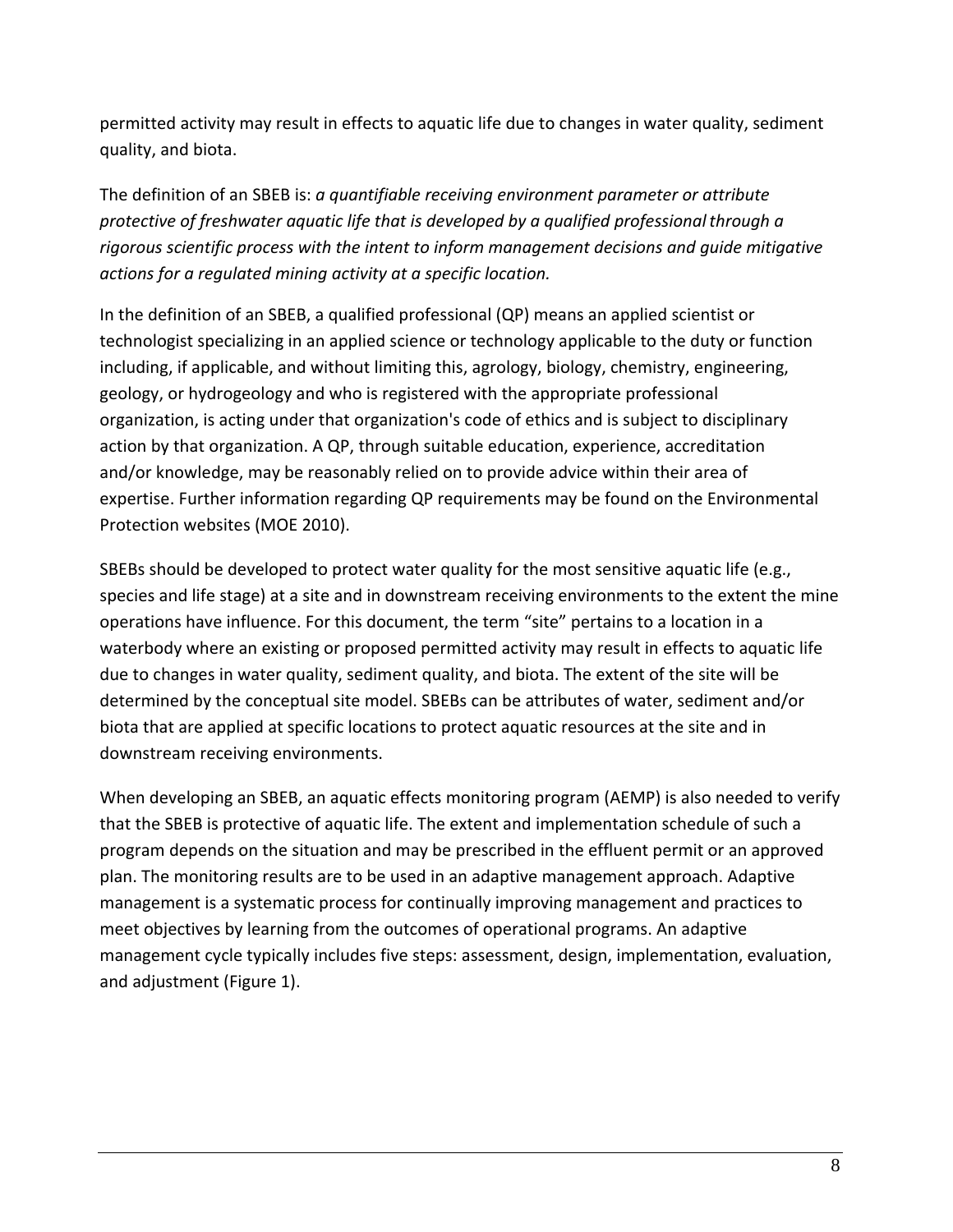permitted activity may result in effects to aquatic life due to changes in water quality, sediment quality, and biota.

The definition of an SBEB is: *a quantifiable receiving environment parameter or attribute protective of freshwater aquatic life that is developed by a qualified professional through a rigorous scientific process with the intent to inform management decisions and guide mitigative actions for a regulated mining activity at a specific location.*

In the definition of an SBEB, a qualified professional (QP) means an applied scientist or technologist specializing in an applied science or technology applicable to the duty or function including, if applicable, and without limiting this, agrology, biology, chemistry, engineering, geology, or hydrogeology and who is registered with the appropriate professional organization, is acting under that organization's code of ethics and is subject to disciplinary action by that organization. A QP, through suitable education, experience, accreditation and/or knowledge, may be reasonably relied on to provide advice within their area of expertise. Further information regarding QP requirements may be found on the Environmental Protection websites (MOE 2010).

SBEBs should be developed to protect water quality for the most sensitive aquatic life (e.g., species and life stage) at a site and in downstream receiving environments to the extent the mine operations have influence. For this document, the term "site" pertains to a location in a waterbody where an existing or proposed permitted activity may result in effects to aquatic life due to changes in water quality, sediment quality, and biota. The extent of the site will be determined by the conceptual site model. SBEBs can be attributes of water, sediment and/or biota that are applied at specific locations to protect aquatic resources at the site and in downstream receiving environments.

When developing an SBEB, an aquatic effects monitoring program (AEMP) is also needed to verify that the SBEB is protective of aquatic life. The extent and implementation schedule of such a program depends on the situation and may be prescribed in the effluent permit or an approved plan. The monitoring results are to be used in an adaptive management approach. Adaptive management is a systematic process for continually improving management and practices to meet objectives by learning from the outcomes of operational programs. An adaptive management cycle typically includes five steps: assessment, design, implementation, evaluation, and adjustment (Figure 1).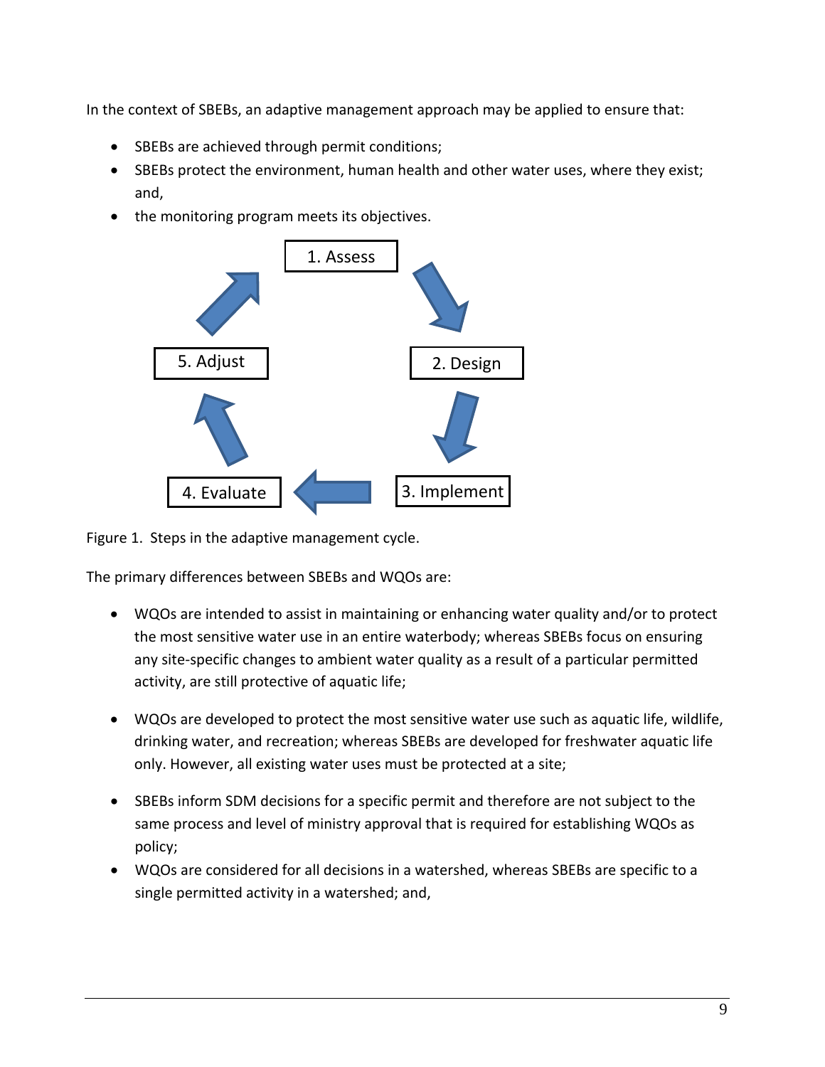In the context of SBEBs, an adaptive management approach may be applied to ensure that:

- SBEBs are achieved through permit conditions;
- SBEBs protect the environment, human health and other water uses, where they exist; and,
- the monitoring program meets its objectives.

1. Assess
2. Design
3. Implement
4. Evaluate
5. Adjust

Figure 1. Steps in the adaptive management cycle.

The primary differences between SBEBs and WQOs are:

- WQOs are intended to assist in maintaining or enhancing water quality and/or to protect the most sensitive water use in an entire waterbody; whereas SBEBs focus on ensuring any site-specific changes to ambient water quality as a result of a particular permitted activity, are still protective of aquatic life;

- WQOs are developed to protect the most sensitive water use such as aquatic life, wildlife, drinking water, and recreation; whereas SBEBs are developed for freshwater aquatic life only. However, all existing water uses must be protected at a site;

- SBEBs inform SDM decisions for a specific permit and therefore are not subject to the same process and level of ministry approval that is required for establishing WQOs as policy;
- WQOs are considered for all decisions in a watershed, whereas SBEBs are specific to a single permitted activity in a watershed; and,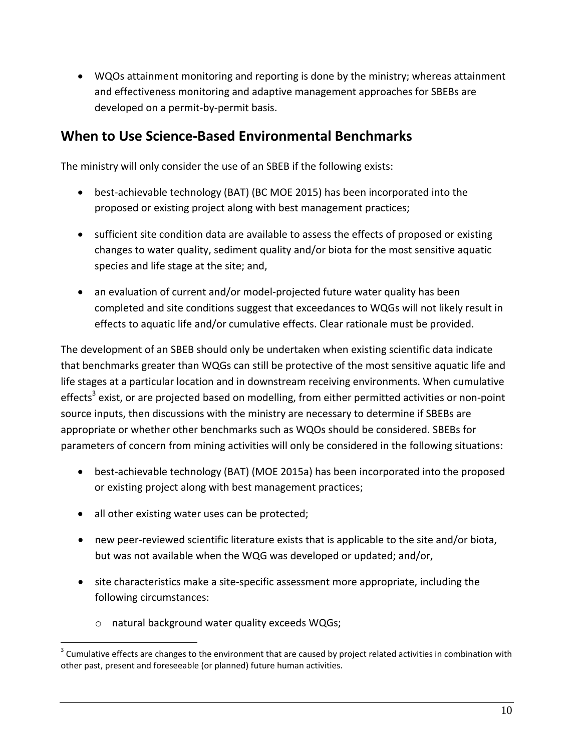- WQOs attainment monitoring and reporting is done by the ministry; whereas attainment and effectiveness monitoring and adaptive management approaches for SBEBs are developed on a permit-by-permit basis.

## When to Use Science-Based Environmental Benchmarks

The ministry will only consider the use of an SBEB if the following exists:

- best-achievable technology (BAT) (BC MOE 2015) has been incorporated into the proposed or existing project along with best management practices;
- sufficient site condition data are available to assess the effects of proposed or existing changes to water quality, sediment quality and/or biota for the most sensitive aquatic species and life stage at the site; and,
- an evaluation of current and/or model-projected future water quality has been completed and site conditions suggest that exceedances to WQGs will not likely result in effects to aquatic life and/or cumulative effects. Clear rationale must be provided.

The development of an SBEB should only be undertaken when existing scientific data indicate that benchmarks greater than WQGs can still be protective of the most sensitive aquatic life and life stages at a particular location and in downstream receiving environments. When cumulative effects[3] exist, or are projected based on modelling, from either permitted activities or non-point source inputs, then discussions with the ministry are necessary to determine if SBEBs are appropriate or whether other benchmarks such as WQOs should be considered. SBEBs for parameters of concern from mining activities will only be considered in the following situations:

- best-achievable technology (BAT) (MOE 2015a) has been incorporated into the proposed or existing project along with best management practices;
- all other existing water uses can be protected;
- new peer-reviewed scientific literature exists that is applicable to the site and/or biota, but was not available when the WQG was developed or updated; and/or,
- site characteristics make a site-specific assessment more appropriate, including the following circumstances:
    - natural background water quality exceeds WQGs;

[3] Cumulative effects are changes to the environment that are caused by project related activities in combination with other past, present and foreseeable (or planned) future human activities.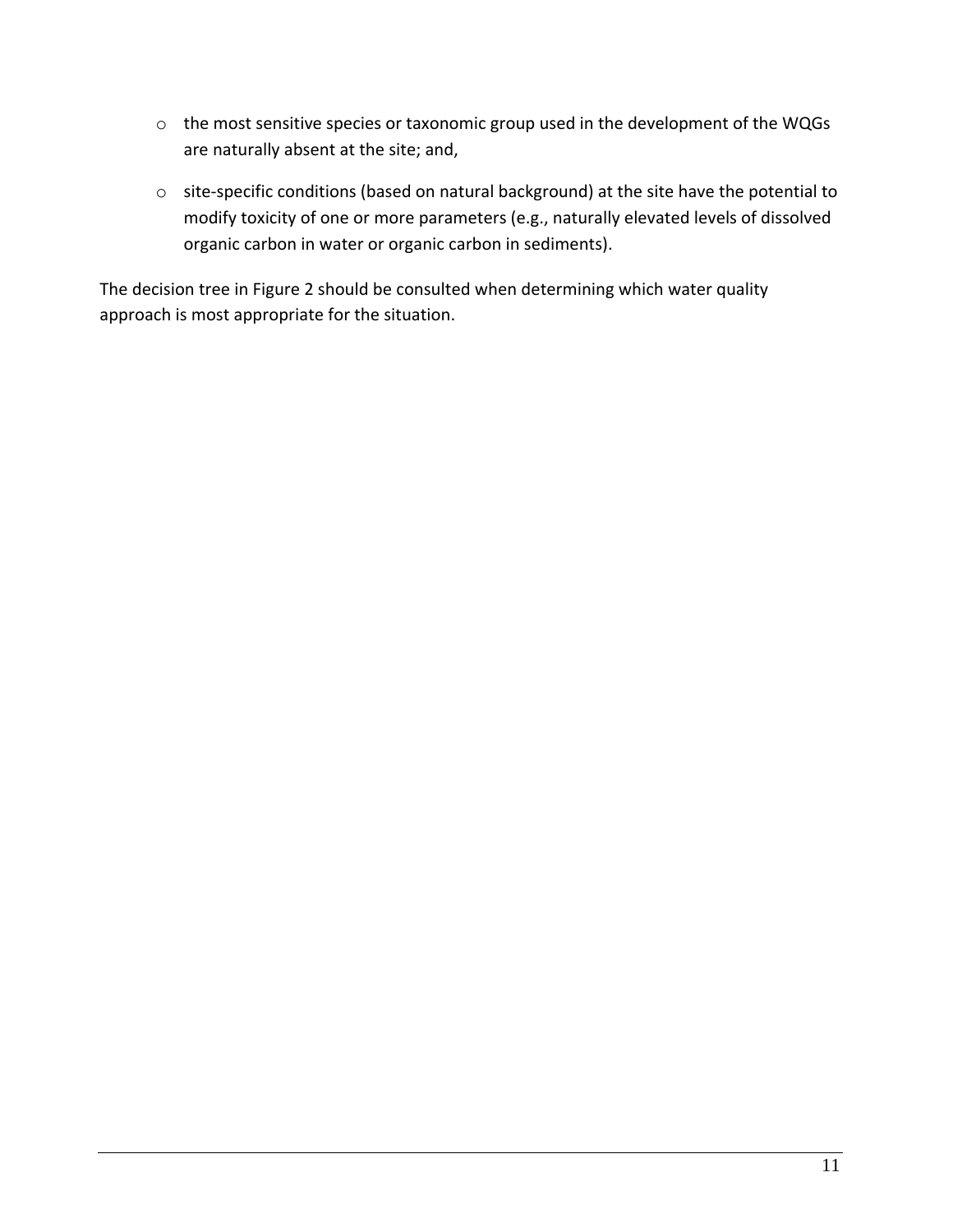- the most sensitive species or taxonomic group used in the development of the WQGs are naturally absent at the site; and,
- site-specific conditions (based on natural background) at the site have the potential to modify toxicity of one or more parameters (e.g., naturally elevated levels of dissolved organic carbon in water or organic carbon in sediments).

The decision tree in Figure 2 should be consulted when determining which water quality approach is most appropriate for the situation.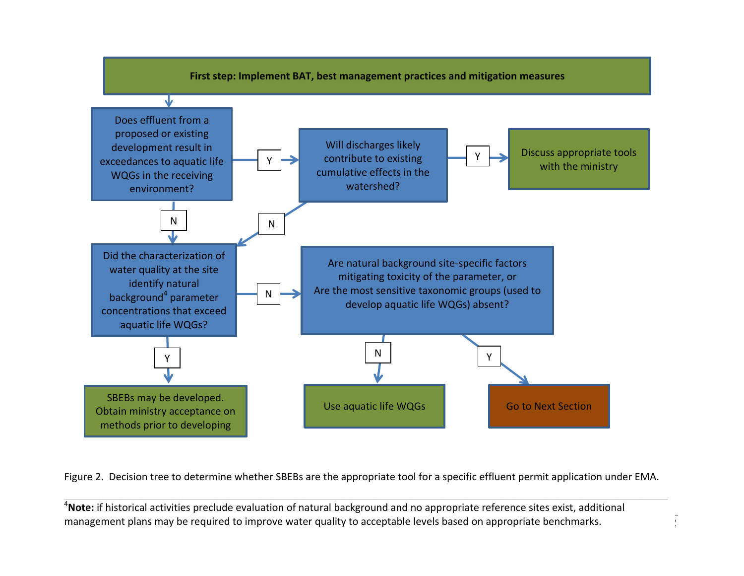First step: Implement BAT, best management practices and mitigation measures

Does effluent from a proposed or existing development result in exceedances to aquatic life WQGs in the receiving environment?

- Y → Will discharges likely contribute to existing cumulative effects in the watershed?
  - Y → Discuss appropriate tools with the ministry
  - N → Did the characterization of water quality at the site identify natural background[4] parameter concentrations that exceed aquatic life WQGs?
- N → Did the characterization of water quality at the site identify natural background[4] parameter concentrations that exceed aquatic life WQGs?

Did the characterization of water quality at the site identify natural background[4] parameter concentrations that exceed aquatic life WQGs?

- Y → SBEBs may be developed. Obtain ministry acceptance on methods prior to developing
- N → Are natural background site-specific factors mitigating toxicity of the parameter, or Are the most sensitive taxonomic groups (used to develop aquatic life WQGs) absent?
  - N → Use aquatic life WQGs
  - Y → Go to Next Section

Figure 2. Decision tree to determine whether SBEBs are the appropriate tool for a specific effluent permit application under EMA.

---

[4]**Note:** if historical activities preclude evaluation of natural background and no appropriate reference sites exist, additional management plans may be required to improve water quality to acceptable levels based on appropriate benchmarks.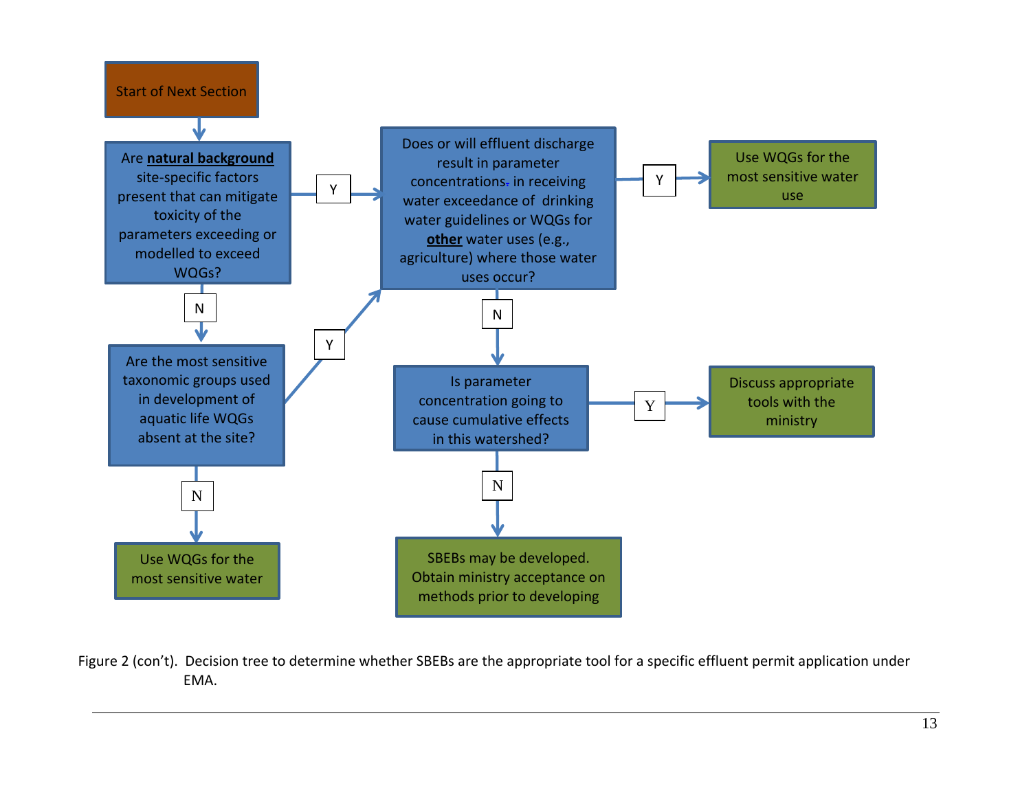Start of Next Section

Are **natural background** site-specific factors present that can mitigate toxicity of the parameters exceeding or modelled to exceed WQGs?

- Y → Does or will effluent discharge result in parameter concentrations in receiving water exceedance of drinking water guidelines or WQGs for **other** water uses (e.g., agriculture) where those water uses occur?
- N → Are the most sensitive taxonomic groups used in development of aquatic life WQGs absent at the site?

Are the most sensitive taxonomic groups used in development of aquatic life WQGs absent at the site?

- Y → Does or will effluent discharge result in parameter concentrations in receiving water exceedance of drinking water guidelines or WQGs for **other** water uses (e.g., agriculture) where those water uses occur?
- N → Use WQGs for the most sensitive water

Does or will effluent discharge result in parameter concentrations in receiving water exceedance of drinking water guidelines or WQGs for **other** water uses (e.g., agriculture) where those water uses occur?

- Y → Use WQGs for the most sensitive water use
- N → Is parameter concentration going to cause cumulative effects in this watershed?

Is parameter concentration going to cause cumulative effects in this watershed?

- Y → Discuss appropriate tools with the ministry
- N → SBEBs may be developed. Obtain ministry acceptance on methods prior to developing

Figure 2 (con't). Decision tree to determine whether SBEBs are the appropriate tool for a specific effluent permit application under EMA.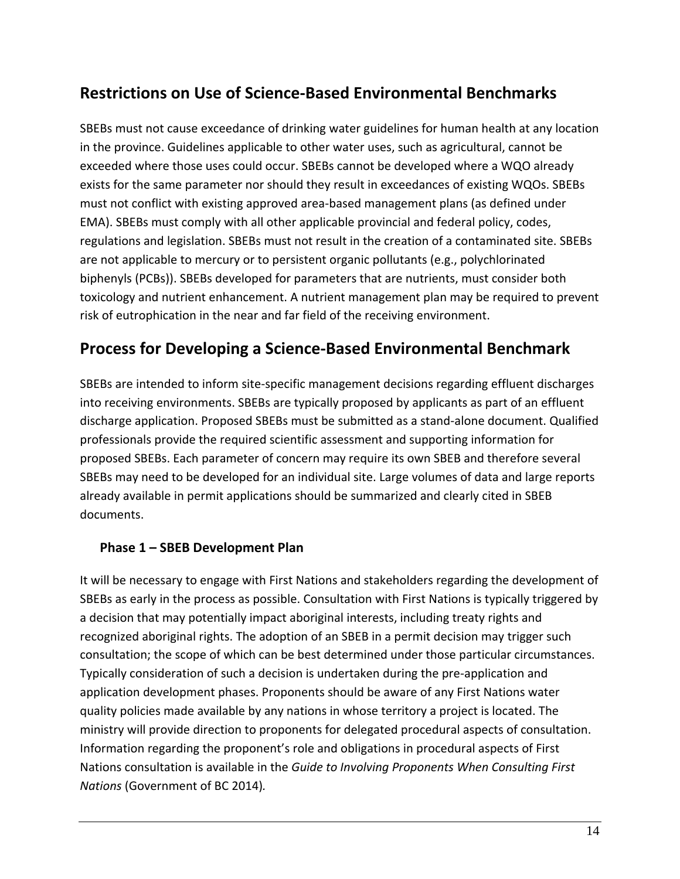## Restrictions on Use of Science-Based Environmental Benchmarks

SBEBs must not cause exceedance of drinking water guidelines for human health at any location in the province. Guidelines applicable to other water uses, such as agricultural, cannot be exceeded where those uses could occur. SBEBs cannot be developed where a WQO already exists for the same parameter nor should they result in exceedances of existing WQOs. SBEBs must not conflict with existing approved area-based management plans (as defined under EMA). SBEBs must comply with all other applicable provincial and federal policy, codes, regulations and legislation. SBEBs must not result in the creation of a contaminated site. SBEBs are not applicable to mercury or to persistent organic pollutants (e.g., polychlorinated biphenyls (PCBs)). SBEBs developed for parameters that are nutrients, must consider both toxicology and nutrient enhancement. A nutrient management plan may be required to prevent risk of eutrophication in the near and far field of the receiving environment.

## Process for Developing a Science-Based Environmental Benchmark

SBEBs are intended to inform site-specific management decisions regarding effluent discharges into receiving environments. SBEBs are typically proposed by applicants as part of an effluent discharge application. Proposed SBEBs must be submitted as a stand-alone document. Qualified professionals provide the required scientific assessment and supporting information for proposed SBEBs. Each parameter of concern may require its own SBEB and therefore several SBEBs may need to be developed for an individual site. Large volumes of data and large reports already available in permit applications should be summarized and clearly cited in SBEB documents.

### Phase 1 – SBEB Development Plan

It will be necessary to engage with First Nations and stakeholders regarding the development of SBEBs as early in the process as possible. Consultation with First Nations is typically triggered by a decision that may potentially impact aboriginal interests, including treaty rights and recognized aboriginal rights. The adoption of an SBEB in a permit decision may trigger such consultation; the scope of which can be best determined under those particular circumstances. Typically consideration of such a decision is undertaken during the pre-application and application development phases. Proponents should be aware of any First Nations water quality policies made available by any nations in whose territory a project is located. The ministry will provide direction to proponents for delegated procedural aspects of consultation. Information regarding the proponent's role and obligations in procedural aspects of First Nations consultation is available in the *Guide to Involving Proponents When Consulting First Nations* (Government of BC 2014).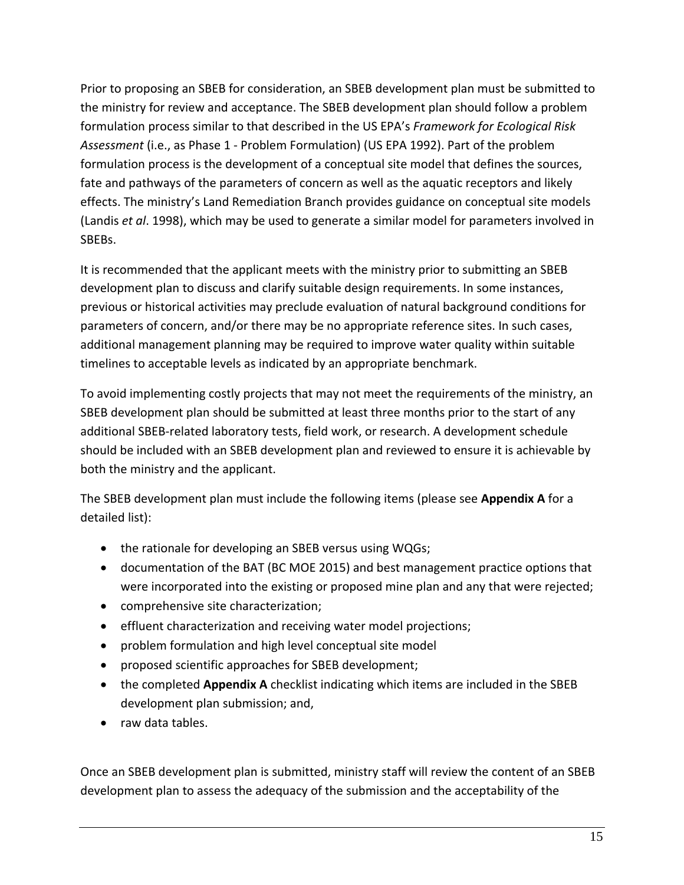Prior to proposing an SBEB for consideration, an SBEB development plan must be submitted to the ministry for review and acceptance. The SBEB development plan should follow a problem formulation process similar to that described in the US EPA's *Framework for Ecological Risk Assessment* (i.e., as Phase 1 - Problem Formulation) (US EPA 1992). Part of the problem formulation process is the development of a conceptual site model that defines the sources, fate and pathways of the parameters of concern as well as the aquatic receptors and likely effects. The ministry's Land Remediation Branch provides guidance on conceptual site models (Landis *et al*. 1998), which may be used to generate a similar model for parameters involved in SBEBs.

It is recommended that the applicant meets with the ministry prior to submitting an SBEB development plan to discuss and clarify suitable design requirements. In some instances, previous or historical activities may preclude evaluation of natural background conditions for parameters of concern, and/or there may be no appropriate reference sites. In such cases, additional management planning may be required to improve water quality within suitable timelines to acceptable levels as indicated by an appropriate benchmark.

To avoid implementing costly projects that may not meet the requirements of the ministry, an SBEB development plan should be submitted at least three months prior to the start of any additional SBEB-related laboratory tests, field work, or research. A development schedule should be included with an SBEB development plan and reviewed to ensure it is achievable by both the ministry and the applicant.

The SBEB development plan must include the following items (please see **Appendix A** for a detailed list):

- the rationale for developing an SBEB versus using WQGs;
- documentation of the BAT (BC MOE 2015) and best management practice options that were incorporated into the existing or proposed mine plan and any that were rejected;
- comprehensive site characterization;
- effluent characterization and receiving water model projections;
- problem formulation and high level conceptual site model
- proposed scientific approaches for SBEB development;
- the completed **Appendix A** checklist indicating which items are included in the SBEB development plan submission; and,
- raw data tables.

Once an SBEB development plan is submitted, ministry staff will review the content of an SBEB development plan to assess the adequacy of the submission and the acceptability of the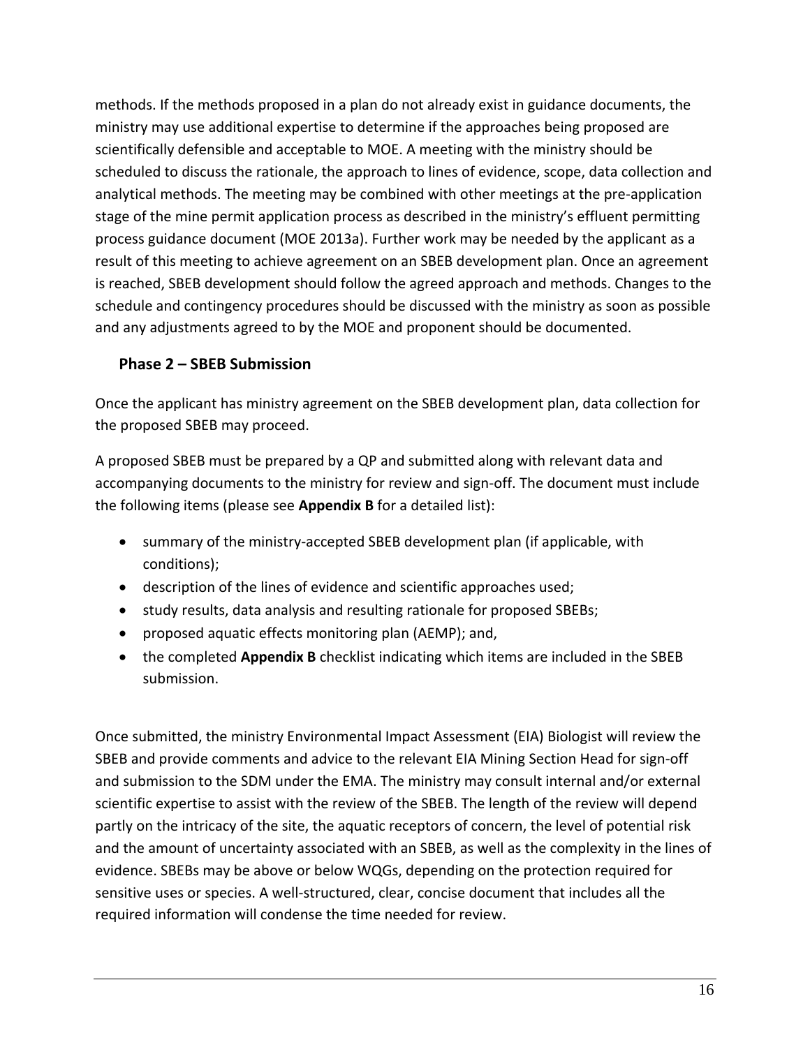methods. If the methods proposed in a plan do not already exist in guidance documents, the ministry may use additional expertise to determine if the approaches being proposed are scientifically defensible and acceptable to MOE. A meeting with the ministry should be scheduled to discuss the rationale, the approach to lines of evidence, scope, data collection and analytical methods. The meeting may be combined with other meetings at the pre-application stage of the mine permit application process as described in the ministry's effluent permitting process guidance document (MOE 2013a). Further work may be needed by the applicant as a result of this meeting to achieve agreement on an SBEB development plan. Once an agreement is reached, SBEB development should follow the agreed approach and methods. Changes to the schedule and contingency procedures should be discussed with the ministry as soon as possible and any adjustments agreed to by the MOE and proponent should be documented.

### Phase 2 – SBEB Submission

Once the applicant has ministry agreement on the SBEB development plan, data collection for the proposed SBEB may proceed.

A proposed SBEB must be prepared by a QP and submitted along with relevant data and accompanying documents to the ministry for review and sign-off. The document must include the following items (please see **Appendix B** for a detailed list):

- summary of the ministry-accepted SBEB development plan (if applicable, with conditions);
- description of the lines of evidence and scientific approaches used;
- study results, data analysis and resulting rationale for proposed SBEBs;
- proposed aquatic effects monitoring plan (AEMP); and,
- the completed **Appendix B** checklist indicating which items are included in the SBEB submission.

Once submitted, the ministry Environmental Impact Assessment (EIA) Biologist will review the SBEB and provide comments and advice to the relevant EIA Mining Section Head for sign-off and submission to the SDM under the EMA. The ministry may consult internal and/or external scientific expertise to assist with the review of the SBEB. The length of the review will depend partly on the intricacy of the site, the aquatic receptors of concern, the level of potential risk and the amount of uncertainty associated with an SBEB, as well as the complexity in the lines of evidence. SBEBs may be above or below WQGs, depending on the protection required for sensitive uses or species. A well-structured, clear, concise document that includes all the required information will condense the time needed for review.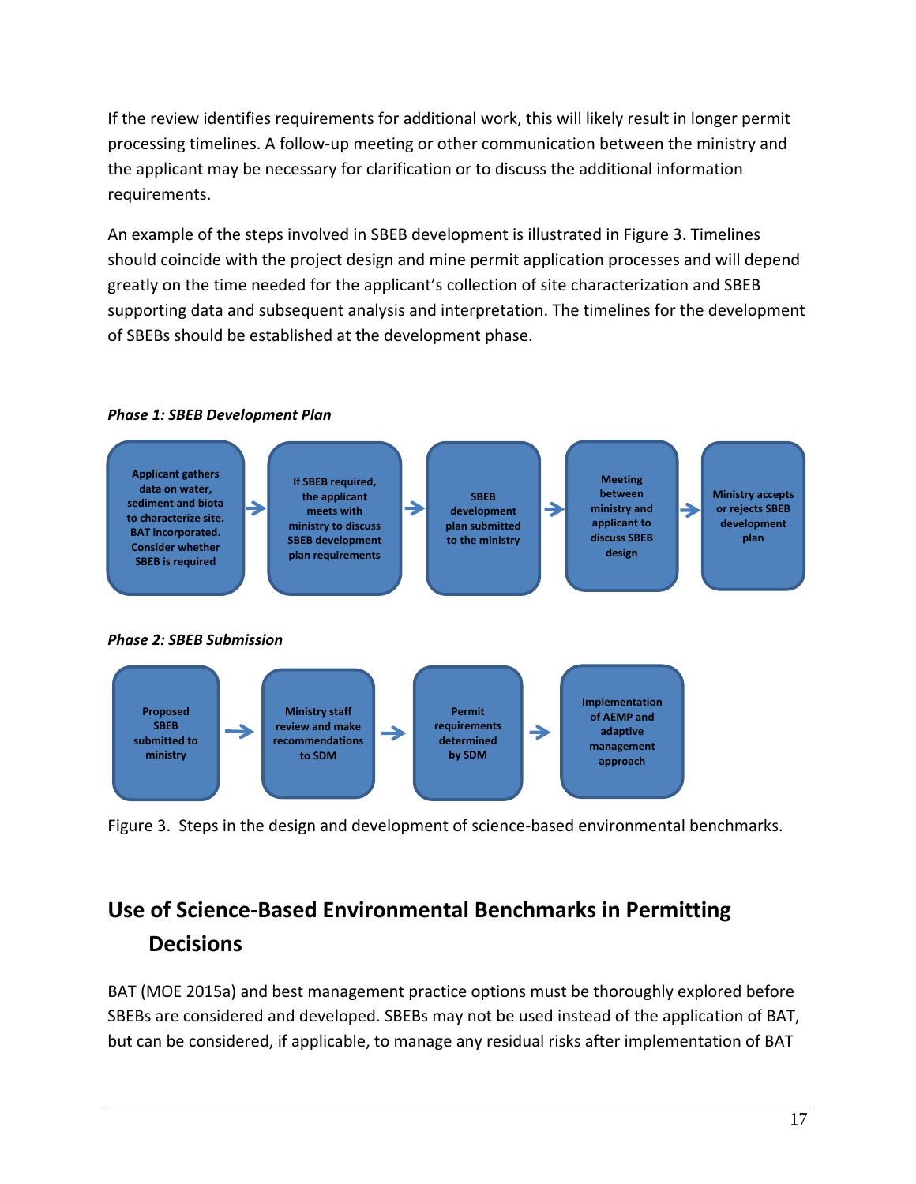If the review identifies requirements for additional work, this will likely result in longer permit processing timelines. A follow-up meeting or other communication between the ministry and the applicant may be necessary for clarification or to discuss the additional information requirements.

An example of the steps involved in SBEB development is illustrated in Figure 3. Timelines should coincide with the project design and mine permit application processes and will depend greatly on the time needed for the applicant's collection of site characterization and SBEB supporting data and subsequent analysis and interpretation. The timelines for the development of SBEBs should be established at the development phase.

***Phase 1: SBEB Development Plan***

Applicant gathers data on water, sediment and biota to characterize site. BAT incorporated. Consider whether SBEB is required → If SBEB required, the applicant meets with ministry to discuss SBEB development plan requirements → SBEB development plan submitted to the ministry → Meeting between ministry and applicant to discuss SBEB design → Ministry accepts or rejects SBEB development plan

***Phase 2: SBEB Submission***

Proposed SBEB submitted to ministry → Ministry staff review and make recommendations to SDM → Permit requirements determined by SDM → Implementation of AEMP and adaptive management approach

Figure 3. Steps in the design and development of science-based environmental benchmarks.

## Use of Science-Based Environmental Benchmarks in Permitting Decisions

BAT (MOE 2015a) and best management practice options must be thoroughly explored before SBEBs are considered and developed. SBEBs may not be used instead of the application of BAT, but can be considered, if applicable, to manage any residual risks after implementation of BAT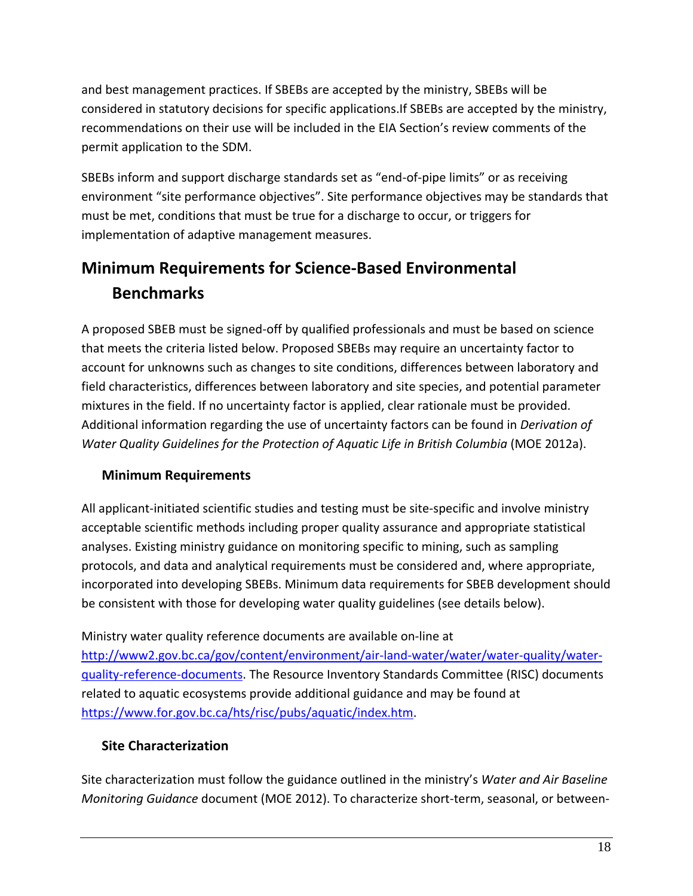and best management practices. If SBEBs are accepted by the ministry, SBEBs will be considered in statutory decisions for specific applications.If SBEBs are accepted by the ministry, recommendations on their use will be included in the EIA Section's review comments of the permit application to the SDM.

SBEBs inform and support discharge standards set as "end-of-pipe limits" or as receiving environment "site performance objectives". Site performance objectives may be standards that must be met, conditions that must be true for a discharge to occur, or triggers for implementation of adaptive management measures.

## Minimum Requirements for Science-Based Environmental Benchmarks

A proposed SBEB must be signed-off by qualified professionals and must be based on science that meets the criteria listed below. Proposed SBEBs may require an uncertainty factor to account for unknowns such as changes to site conditions, differences between laboratory and field characteristics, differences between laboratory and site species, and potential parameter mixtures in the field. If no uncertainty factor is applied, clear rationale must be provided. Additional information regarding the use of uncertainty factors can be found in *Derivation of Water Quality Guidelines for the Protection of Aquatic Life in British Columbia* (MOE 2012a).

### Minimum Requirements

All applicant-initiated scientific studies and testing must be site-specific and involve ministry acceptable scientific methods including proper quality assurance and appropriate statistical analyses. Existing ministry guidance on monitoring specific to mining, such as sampling protocols, and data and analytical requirements must be considered and, where appropriate, incorporated into developing SBEBs. Minimum data requirements for SBEB development should be consistent with those for developing water quality guidelines (see details below).

Ministry water quality reference documents are available on-line at [http://www2.gov.bc.ca/gov/content/environment/air-land-water/water/water-quality/water-quality-reference-documents](http://www2.gov.bc.ca/gov/content/environment/air-land-water/water/water-quality/water-quality-reference-documents). The Resource Inventory Standards Committee (RISC) documents related to aquatic ecosystems provide additional guidance and may be found at [https://www.for.gov.bc.ca/hts/risc/pubs/aquatic/index.htm](https://www.for.gov.bc.ca/hts/risc/pubs/aquatic/index.htm).

### Site Characterization

Site characterization must follow the guidance outlined in the ministry's *Water and Air Baseline Monitoring Guidance* document (MOE 2012). To characterize short-term, seasonal, or between-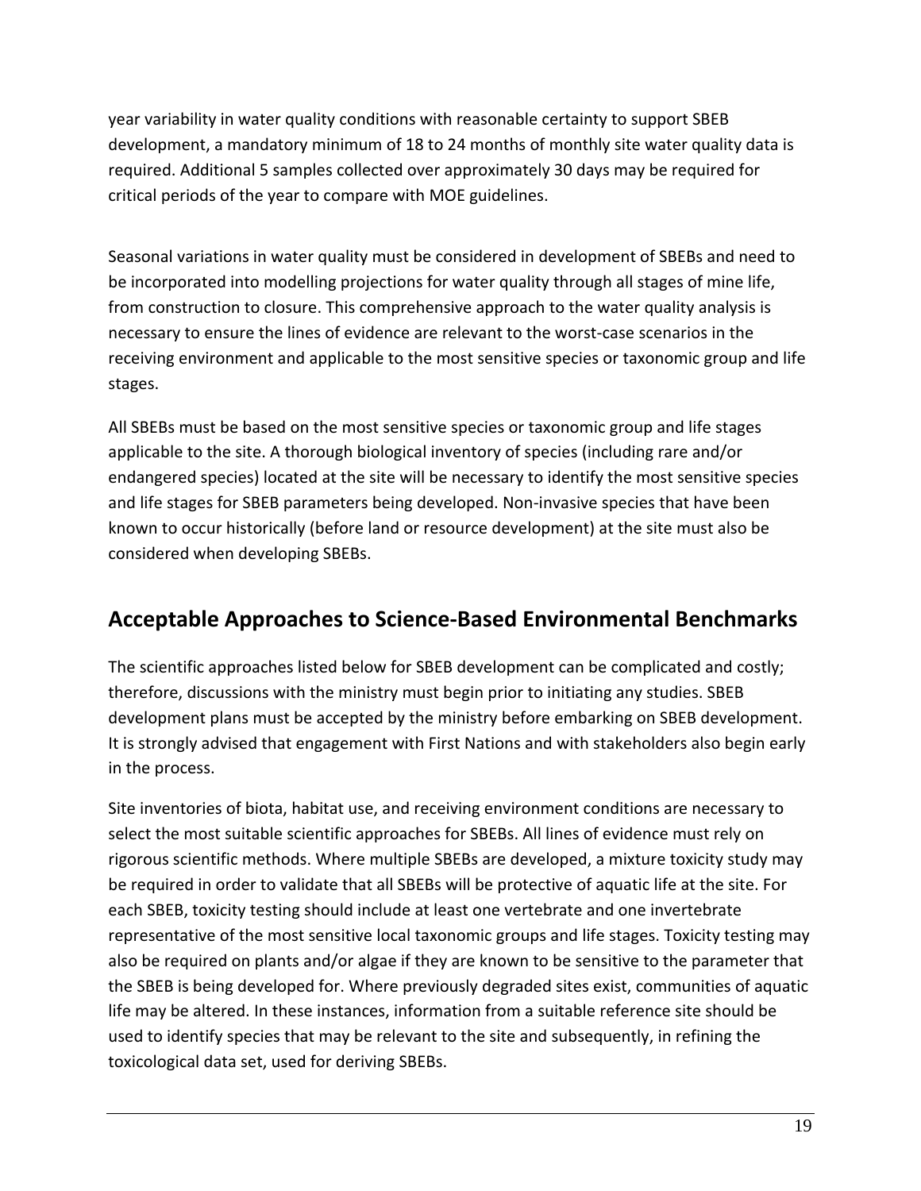year variability in water quality conditions with reasonable certainty to support SBEB development, a mandatory minimum of 18 to 24 months of monthly site water quality data is required. Additional 5 samples collected over approximately 30 days may be required for critical periods of the year to compare with MOE guidelines.

Seasonal variations in water quality must be considered in development of SBEBs and need to be incorporated into modelling projections for water quality through all stages of mine life, from construction to closure. This comprehensive approach to the water quality analysis is necessary to ensure the lines of evidence are relevant to the worst-case scenarios in the receiving environment and applicable to the most sensitive species or taxonomic group and life stages.

All SBEBs must be based on the most sensitive species or taxonomic group and life stages applicable to the site. A thorough biological inventory of species (including rare and/or endangered species) located at the site will be necessary to identify the most sensitive species and life stages for SBEB parameters being developed. Non-invasive species that have been known to occur historically (before land or resource development) at the site must also be considered when developing SBEBs.

## Acceptable Approaches to Science-Based Environmental Benchmarks

The scientific approaches listed below for SBEB development can be complicated and costly; therefore, discussions with the ministry must begin prior to initiating any studies. SBEB development plans must be accepted by the ministry before embarking on SBEB development. It is strongly advised that engagement with First Nations and with stakeholders also begin early in the process.

Site inventories of biota, habitat use, and receiving environment conditions are necessary to select the most suitable scientific approaches for SBEBs. All lines of evidence must rely on rigorous scientific methods. Where multiple SBEBs are developed, a mixture toxicity study may be required in order to validate that all SBEBs will be protective of aquatic life at the site. For each SBEB, toxicity testing should include at least one vertebrate and one invertebrate representative of the most sensitive local taxonomic groups and life stages. Toxicity testing may also be required on plants and/or algae if they are known to be sensitive to the parameter that the SBEB is being developed for. Where previously degraded sites exist, communities of aquatic life may be altered. In these instances, information from a suitable reference site should be used to identify species that may be relevant to the site and subsequently, in refining the toxicological data set, used for deriving SBEBs.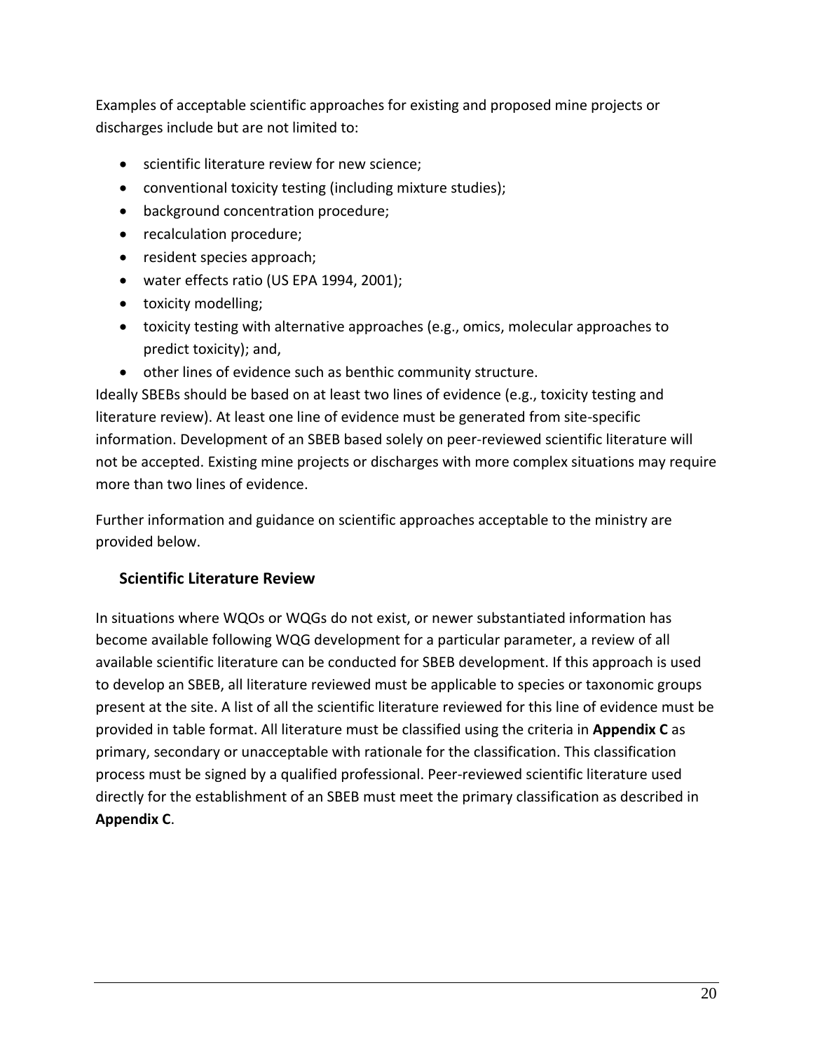Examples of acceptable scientific approaches for existing and proposed mine projects or discharges include but are not limited to:

- scientific literature review for new science;
- conventional toxicity testing (including mixture studies);
- background concentration procedure;
- recalculation procedure;
- resident species approach;
- water effects ratio (US EPA 1994, 2001);
- toxicity modelling;
- toxicity testing with alternative approaches (e.g., omics, molecular approaches to predict toxicity); and,
- other lines of evidence such as benthic community structure.

Ideally SBEBs should be based on at least two lines of evidence (e.g., toxicity testing and literature review). At least one line of evidence must be generated from site-specific information. Development of an SBEB based solely on peer-reviewed scientific literature will not be accepted. Existing mine projects or discharges with more complex situations may require more than two lines of evidence.

Further information and guidance on scientific approaches acceptable to the ministry are provided below.

### Scientific Literature Review

In situations where WQOs or WQGs do not exist, or newer substantiated information has become available following WQG development for a particular parameter, a review of all available scientific literature can be conducted for SBEB development. If this approach is used to develop an SBEB, all literature reviewed must be applicable to species or taxonomic groups present at the site. A list of all the scientific literature reviewed for this line of evidence must be provided in table format. All literature must be classified using the criteria in **Appendix C** as primary, secondary or unacceptable with rationale for the classification. This classification process must be signed by a qualified professional. Peer-reviewed scientific literature used directly for the establishment of an SBEB must meet the primary classification as described in **Appendix C**.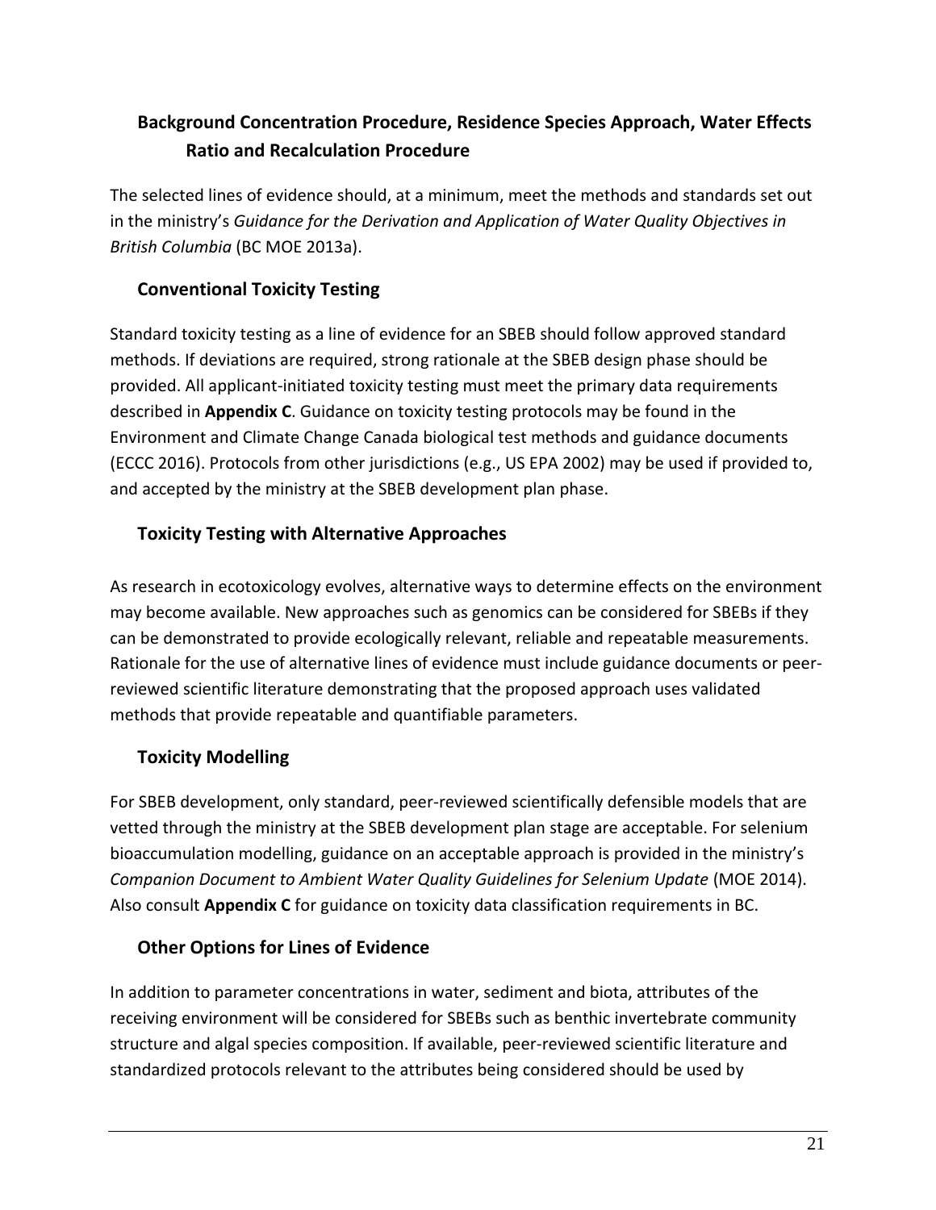### Background Concentration Procedure, Residence Species Approach, Water Effects Ratio and Recalculation Procedure

The selected lines of evidence should, at a minimum, meet the methods and standards set out in the ministry's *Guidance for the Derivation and Application of Water Quality Objectives in British Columbia* (BC MOE 2013a).

### Conventional Toxicity Testing

Standard toxicity testing as a line of evidence for an SBEB should follow approved standard methods. If deviations are required, strong rationale at the SBEB design phase should be provided. All applicant-initiated toxicity testing must meet the primary data requirements described in **Appendix C**. Guidance on toxicity testing protocols may be found in the Environment and Climate Change Canada biological test methods and guidance documents (ECCC 2016). Protocols from other jurisdictions (e.g., US EPA 2002) may be used if provided to, and accepted by the ministry at the SBEB development plan phase.

### Toxicity Testing with Alternative Approaches

As research in ecotoxicology evolves, alternative ways to determine effects on the environment may become available. New approaches such as genomics can be considered for SBEBs if they can be demonstrated to provide ecologically relevant, reliable and repeatable measurements. Rationale for the use of alternative lines of evidence must include guidance documents or peer-reviewed scientific literature demonstrating that the proposed approach uses validated methods that provide repeatable and quantifiable parameters.

### Toxicity Modelling

For SBEB development, only standard, peer-reviewed scientifically defensible models that are vetted through the ministry at the SBEB development plan stage are acceptable. For selenium bioaccumulation modelling, guidance on an acceptable approach is provided in the ministry's *Companion Document to Ambient Water Quality Guidelines for Selenium Update* (MOE 2014). Also consult **Appendix C** for guidance on toxicity data classification requirements in BC.

### Other Options for Lines of Evidence

In addition to parameter concentrations in water, sediment and biota, attributes of the receiving environment will be considered for SBEBs such as benthic invertebrate community structure and algal species composition. If available, peer-reviewed scientific literature and standardized protocols relevant to the attributes being considered should be used by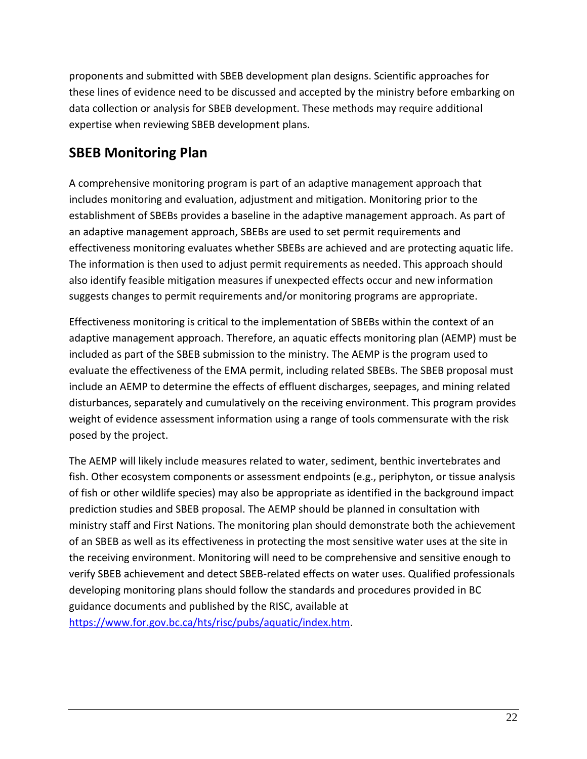proponents and submitted with SBEB development plan designs. Scientific approaches for these lines of evidence need to be discussed and accepted by the ministry before embarking on data collection or analysis for SBEB development. These methods may require additional expertise when reviewing SBEB development plans.

## SBEB Monitoring Plan

A comprehensive monitoring program is part of an adaptive management approach that includes monitoring and evaluation, adjustment and mitigation. Monitoring prior to the establishment of SBEBs provides a baseline in the adaptive management approach. As part of an adaptive management approach, SBEBs are used to set permit requirements and effectiveness monitoring evaluates whether SBEBs are achieved and are protecting aquatic life. The information is then used to adjust permit requirements as needed. This approach should also identify feasible mitigation measures if unexpected effects occur and new information suggests changes to permit requirements and/or monitoring programs are appropriate.

Effectiveness monitoring is critical to the implementation of SBEBs within the context of an adaptive management approach. Therefore, an aquatic effects monitoring plan (AEMP) must be included as part of the SBEB submission to the ministry. The AEMP is the program used to evaluate the effectiveness of the EMA permit, including related SBEBs. The SBEB proposal must include an AEMP to determine the effects of effluent discharges, seepages, and mining related disturbances, separately and cumulatively on the receiving environment. This program provides weight of evidence assessment information using a range of tools commensurate with the risk posed by the project.

The AEMP will likely include measures related to water, sediment, benthic invertebrates and fish. Other ecosystem components or assessment endpoints (e.g., periphyton, or tissue analysis of fish or other wildlife species) may also be appropriate as identified in the background impact prediction studies and SBEB proposal. The AEMP should be planned in consultation with ministry staff and First Nations. The monitoring plan should demonstrate both the achievement of an SBEB as well as its effectiveness in protecting the most sensitive water uses at the site in the receiving environment. Monitoring will need to be comprehensive and sensitive enough to verify SBEB achievement and detect SBEB-related effects on water uses. Qualified professionals developing monitoring plans should follow the standards and procedures provided in BC guidance documents and published by the RISC, available at [https://www.for.gov.bc.ca/hts/risc/pubs/aquatic/index.htm](https://www.for.gov.bc.ca/hts/risc/pubs/aquatic/index.htm).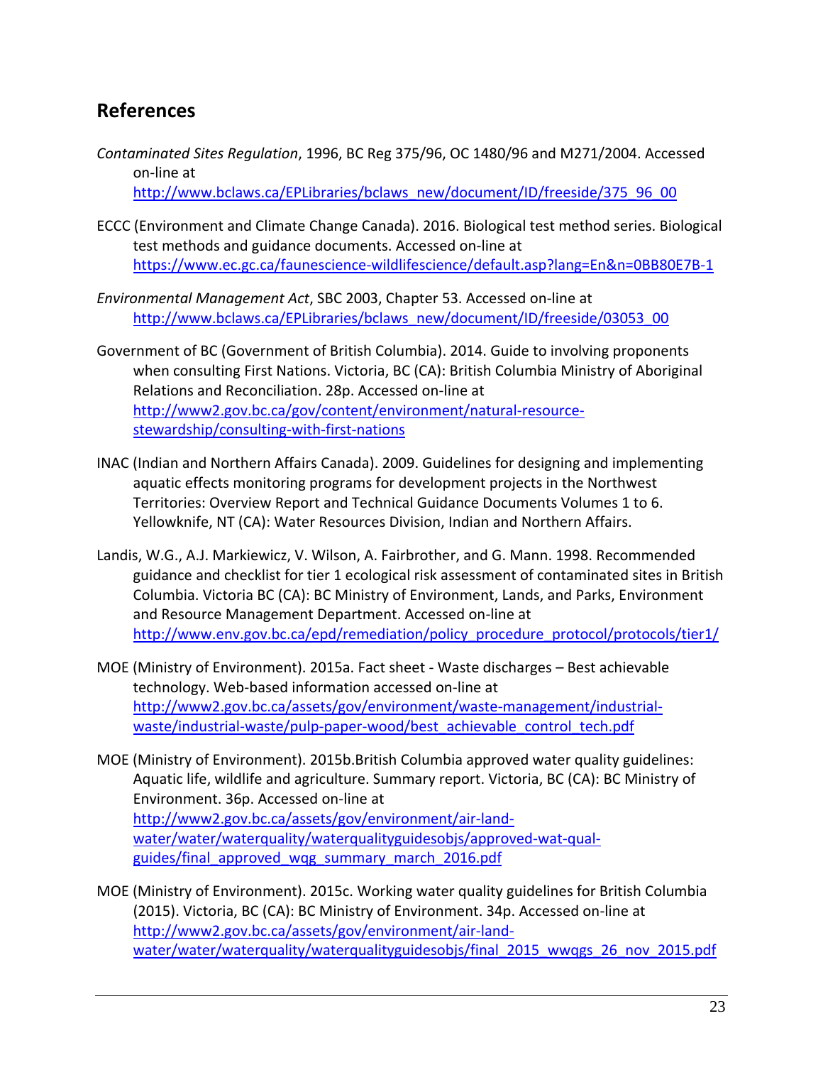## References

*Contaminated Sites Regulation*, 1996, BC Reg 375/96, OC 1480/96 and M271/2004. Accessed on-line at http://www.bclaws.ca/EPLibraries/bclaws_new/document/ID/freeside/375_96_00

ECCC (Environment and Climate Change Canada). 2016. Biological test method series. Biological test methods and guidance documents. Accessed on-line at https://www.ec.gc.ca/faunescience-wildlifescience/default.asp?lang=En&n=0BB80E7B-1

*Environmental Management Act*, SBC 2003, Chapter 53. Accessed on-line at http://www.bclaws.ca/EPLibraries/bclaws_new/document/ID/freeside/03053_00

Government of BC (Government of British Columbia). 2014. Guide to involving proponents when consulting First Nations. Victoria, BC (CA): British Columbia Ministry of Aboriginal Relations and Reconciliation. 28p. Accessed on-line at http://www2.gov.bc.ca/gov/content/environment/natural-resource-stewardship/consulting-with-first-nations

INAC (Indian and Northern Affairs Canada). 2009. Guidelines for designing and implementing aquatic effects monitoring programs for development projects in the Northwest Territories: Overview Report and Technical Guidance Documents Volumes 1 to 6. Yellowknife, NT (CA): Water Resources Division, Indian and Northern Affairs.

Landis, W.G., A.J. Markiewicz, V. Wilson, A. Fairbrother, and G. Mann. 1998. Recommended guidance and checklist for tier 1 ecological risk assessment of contaminated sites in British Columbia. Victoria BC (CA): BC Ministry of Environment, Lands, and Parks, Environment and Resource Management Department. Accessed on-line at http://www.env.gov.bc.ca/epd/remediation/policy_procedure_protocol/protocols/tier1/

MOE (Ministry of Environment). 2015a. Fact sheet - Waste discharges – Best achievable technology. Web-based information accessed on-line at http://www2.gov.bc.ca/assets/gov/environment/waste-management/industrial-waste/industrial-waste/pulp-paper-wood/best_achievable_control_tech.pdf

MOE (Ministry of Environment). 2015b.British Columbia approved water quality guidelines: Aquatic life, wildlife and agriculture. Summary report. Victoria, BC (CA): BC Ministry of Environment. 36p. Accessed on-line at http://www2.gov.bc.ca/assets/gov/environment/air-land-water/water/waterquality/waterqualityguidesobjs/approved-wat-qual-guides/final_approved_wqg_summary_march_2016.pdf

MOE (Ministry of Environment). 2015c. Working water quality guidelines for British Columbia (2015). Victoria, BC (CA): BC Ministry of Environment. 34p. Accessed on-line at http://www2.gov.bc.ca/assets/gov/environment/air-land-water/water/waterquality/waterqualityguidesobjs/final_2015_wwqgs_26_nov_2015.pdf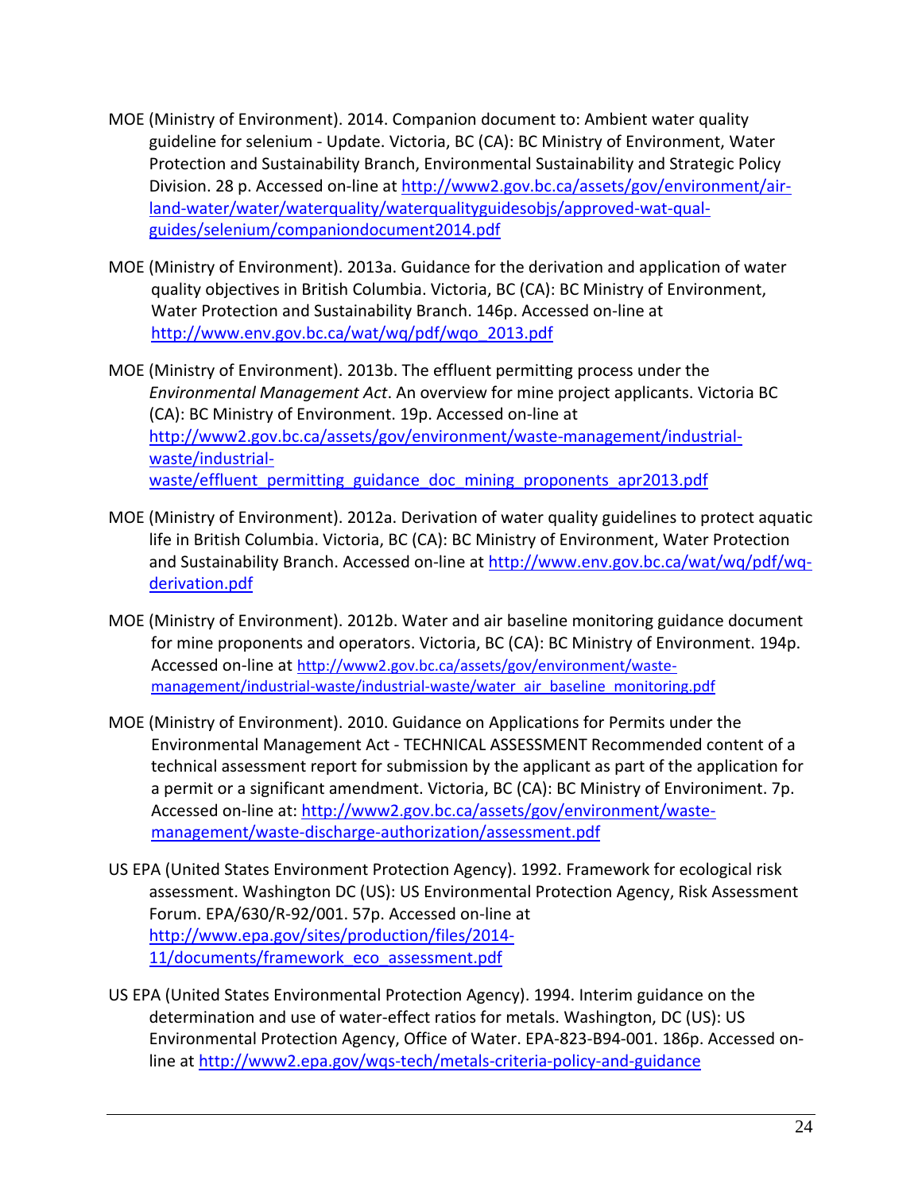MOE (Ministry of Environment). 2014. Companion document to: Ambient water quality guideline for selenium - Update. Victoria, BC (CA): BC Ministry of Environment, Water Protection and Sustainability Branch, Environmental Sustainability and Strategic Policy Division. 28 p. Accessed on-line at http://www2.gov.bc.ca/assets/gov/environment/air-land-water/water/waterquality/waterqualityguidesobjs/approved-wat-qual-guides/selenium/companiondocument2014.pdf

MOE (Ministry of Environment). 2013a. Guidance for the derivation and application of water quality objectives in British Columbia. Victoria, BC (CA): BC Ministry of Environment, Water Protection and Sustainability Branch. 146p. Accessed on-line at http://www.env.gov.bc.ca/wat/wq/pdf/wqo_2013.pdf

MOE (Ministry of Environment). 2013b. The effluent permitting process under the *Environmental Management Act*. An overview for mine project applicants. Victoria BC (CA): BC Ministry of Environment. 19p. Accessed on-line at http://www2.gov.bc.ca/assets/gov/environment/waste-management/industrial-waste/industrial-waste/effluent_permitting_guidance_doc_mining_proponents_apr2013.pdf

MOE (Ministry of Environment). 2012a. Derivation of water quality guidelines to protect aquatic life in British Columbia. Victoria, BC (CA): BC Ministry of Environment, Water Protection and Sustainability Branch. Accessed on-line at http://www.env.gov.bc.ca/wat/wq/pdf/wq-derivation.pdf

MOE (Ministry of Environment). 2012b. Water and air baseline monitoring guidance document for mine proponents and operators. Victoria, BC (CA): BC Ministry of Environment. 194p. Accessed on-line at http://www2.gov.bc.ca/assets/gov/environment/waste-management/industrial-waste/industrial-waste/water_air_baseline_monitoring.pdf

MOE (Ministry of Environment). 2010. Guidance on Applications for Permits under the Environmental Management Act - TECHNICAL ASSESSMENT Recommended content of a technical assessment report for submission by the applicant as part of the application for a permit or a significant amendment. Victoria, BC (CA): BC Ministry of Environiment. 7p. Accessed on-line at: http://www2.gov.bc.ca/assets/gov/environment/waste-management/waste-discharge-authorization/assessment.pdf

US EPA (United States Environment Protection Agency). 1992. Framework for ecological risk assessment. Washington DC (US): US Environmental Protection Agency, Risk Assessment Forum. EPA/630/R-92/001. 57p. Accessed on-line at http://www.epa.gov/sites/production/files/2014-11/documents/framework_eco_assessment.pdf

US EPA (United States Environmental Protection Agency). 1994. Interim guidance on the determination and use of water-effect ratios for metals. Washington, DC (US): US Environmental Protection Agency, Office of Water. EPA-823-B94-001. 186p. Accessed on-line at http://www2.epa.gov/wqs-tech/metals-criteria-policy-and-guidance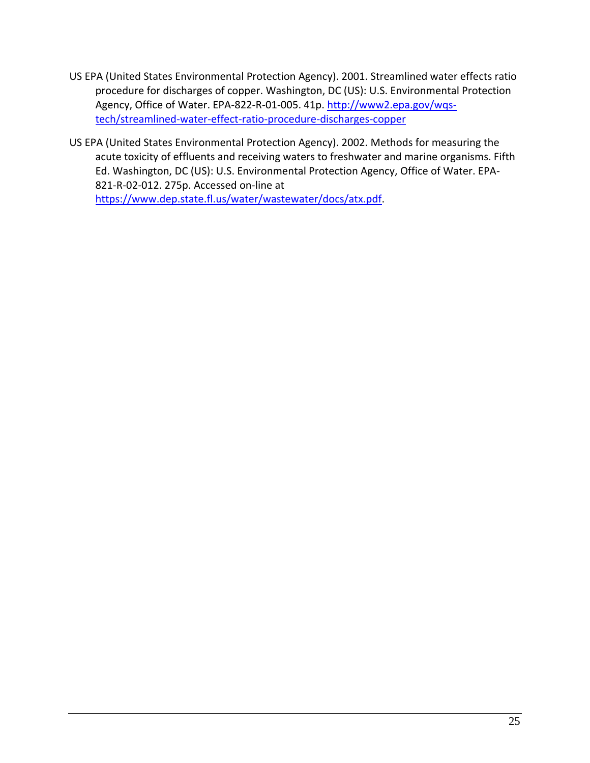US EPA (United States Environmental Protection Agency). 2001. Streamlined water effects ratio procedure for discharges of copper. Washington, DC (US): U.S. Environmental Protection Agency, Office of Water. EPA-822-R-01-005. 41p. [http://www2.epa.gov/wqs-tech/streamlined-water-effect-ratio-procedure-discharges-copper](http://www2.epa.gov/wqs-tech/streamlined-water-effect-ratio-procedure-discharges-copper)

US EPA (United States Environmental Protection Agency). 2002. Methods for measuring the acute toxicity of effluents and receiving waters to freshwater and marine organisms. Fifth Ed. Washington, DC (US): U.S. Environmental Protection Agency, Office of Water. EPA-821-R-02-012. 275p. Accessed on-line at [https://www.dep.state.fl.us/water/wastewater/docs/atx.pdf](https://www.dep.state.fl.us/water/wastewater/docs/atx.pdf).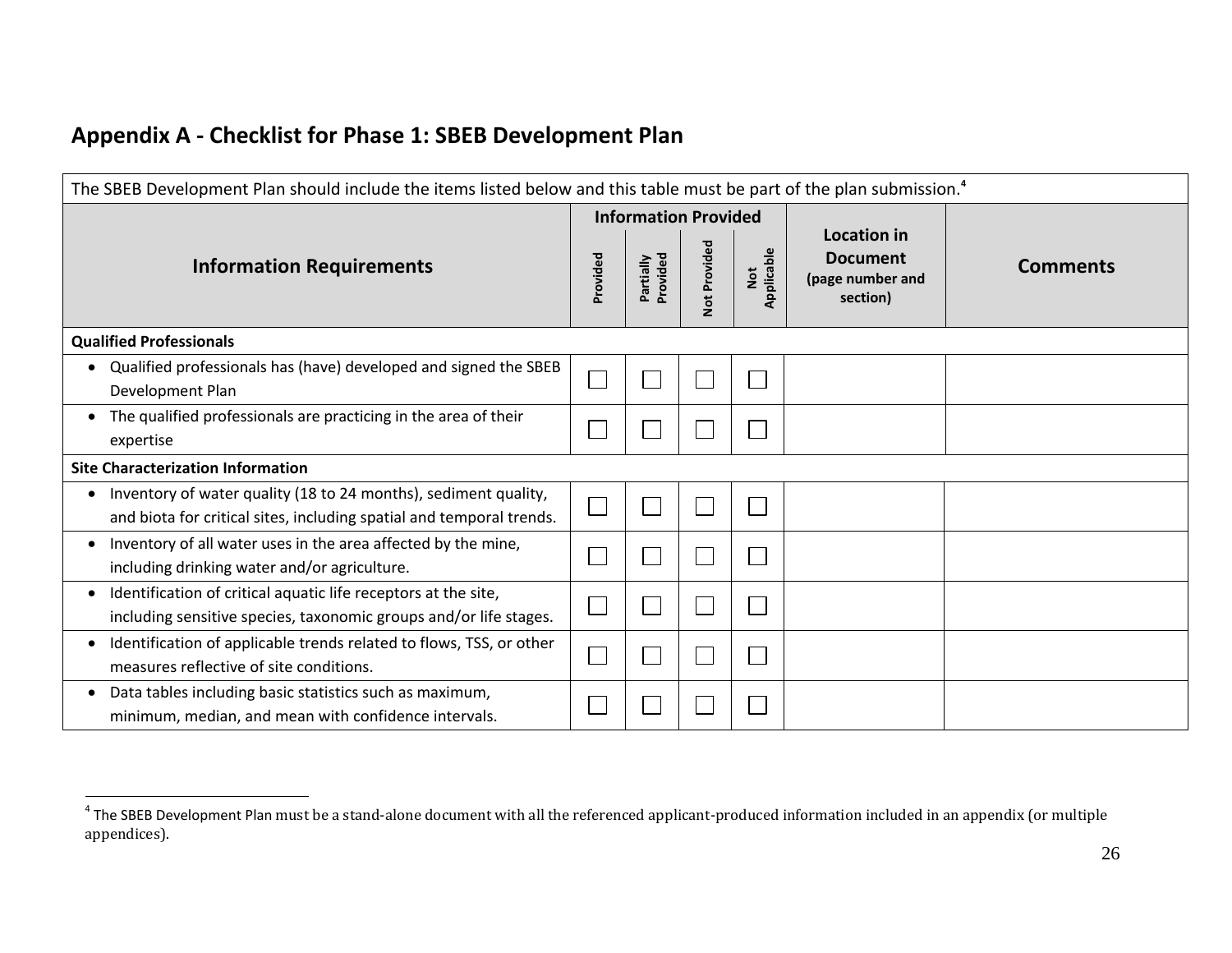## Appendix A - Checklist for Phase 1: SBEB Development Plan

The SBEB Development Plan should include the items listed below and this table must be part of the plan submission.[4]

| Information Requirements | Information Provided | | | | Location in Document (page number and section) | Comments |
|---|---|---|---|---|---|---|
| | Provided | Partially Provided | Not Provided | Not Applicable | | |
| **Qualified Professionals** | | | | | | |
| • Qualified professionals has (have) developed and signed the SBEB Development Plan | ☐ | ☐ | ☐ | ☐ | | |
| • The qualified professionals are practicing in the area of their expertise | ☐ | ☐ | ☐ | ☐ | | |
| **Site Characterization Information** | | | | | | |
| • Inventory of water quality (18 to 24 months), sediment quality, and biota for critical sites, including spatial and temporal trends. | ☐ | ☐ | ☐ | ☐ | | |
| • Inventory of all water uses in the area affected by the mine, including drinking water and/or agriculture. | ☐ | ☐ | ☐ | ☐ | | |
| • Identification of critical aquatic life receptors at the site, including sensitive species, taxonomic groups and/or life stages. | ☐ | ☐ | ☐ | ☐ | | |
| • Identification of applicable trends related to flows, TSS, or other measures reflective of site conditions. | ☐ | ☐ | ☐ | ☐ | | |
| • Data tables including basic statistics such as maximum, minimum, median, and mean with confidence intervals. | ☐ | ☐ | ☐ | ☐ | | |

[4] The SBEB Development Plan must be a stand-alone document with all the referenced applicant-produced information included in an appendix (or multiple appendices).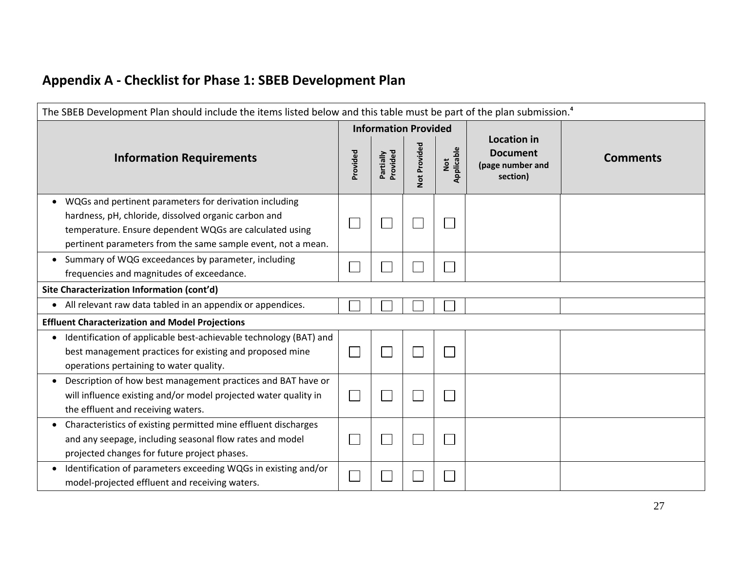## Appendix A - Checklist for Phase 1: SBEB Development Plan

| The SBEB Development Plan should include the items listed below and this table must be part of the plan submission.[4] | | | | | | |
|---|---|---|---|---|---|---|
| **Information Requirements** | **Information Provided** | | | | **Location in Document** (page number and section) | **Comments** |
| | **Provided** | **Partially Provided** | **Not Provided** | **Not Applicable** | | |
| • WQGs and pertinent parameters for derivation including hardness, pH, chloride, dissolved organic carbon and temperature. Ensure dependent WQGs are calculated using pertinent parameters from the same sample event, not a mean. | ☐ | ☐ | ☐ | ☐ | | |
| • Summary of WQG exceedances by parameter, including frequencies and magnitudes of exceedance. | ☐ | ☐ | ☐ | ☐ | | |
| **Site Characterization Information (cont'd)** | | | | | | |
| • All relevant raw data tabled in an appendix or appendices. | ☐ | ☐ | ☐ | ☐ | | |
| **Effluent Characterization and Model Projections** | | | | | | |
| • Identification of applicable best-achievable technology (BAT) and best management practices for existing and proposed mine operations pertaining to water quality. | ☐ | ☐ | ☐ | ☐ | | |
| • Description of how best management practices and BAT have or will influence existing and/or model projected water quality in the effluent and receiving waters. | ☐ | ☐ | ☐ | ☐ | | |
| • Characteristics of existing permitted mine effluent discharges and any seepage, including seasonal flow rates and model projected changes for future project phases. | ☐ | ☐ | ☐ | ☐ | | |
| • Identification of parameters exceeding WQGs in existing and/or model-projected effluent and receiving waters. | ☐ | ☐ | ☐ | ☐ | | |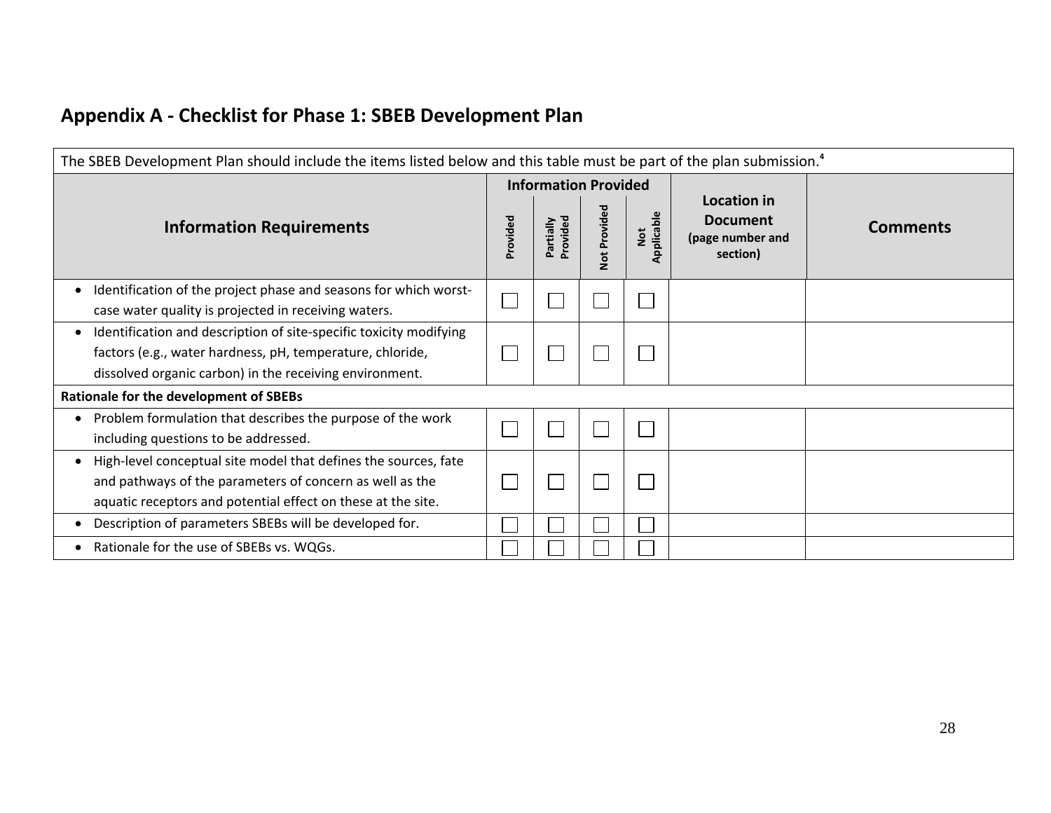## Appendix A - Checklist for Phase 1: SBEB Development Plan

The SBEB Development Plan should include the items listed below and this table must be part of the plan submission.[4]

| Information Requirements | Information Provided | | | | Location in Document (page number and section) | Comments |
|---|---|---|---|---|---|---|
| | Provided | Partially Provided | Not Provided | Not Applicable | | |
| • Identification of the project phase and seasons for which worst-case water quality is projected in receiving waters. | ☐ | ☐ | ☐ | ☐ | | |
| • Identification and description of site-specific toxicity modifying factors (e.g., water hardness, pH, temperature, chloride, dissolved organic carbon) in the receiving environment. | ☐ | ☐ | ☐ | ☐ | | |
| **Rationale for the development of SBEBs** | | | | | | |
| • Problem formulation that describes the purpose of the work including questions to be addressed. | ☐ | ☐ | ☐ | ☐ | | |
| • High-level conceptual site model that defines the sources, fate and pathways of the parameters of concern as well as the aquatic receptors and potential effect on these at the site. | ☐ | ☐ | ☐ | ☐ | | |
| • Description of parameters SBEBs will be developed for. | ☐ | ☐ | ☐ | ☐ | | |
| • Rationale for the use of SBEBs vs. WQGs. | ☐ | ☐ | ☐ | ☐ | | |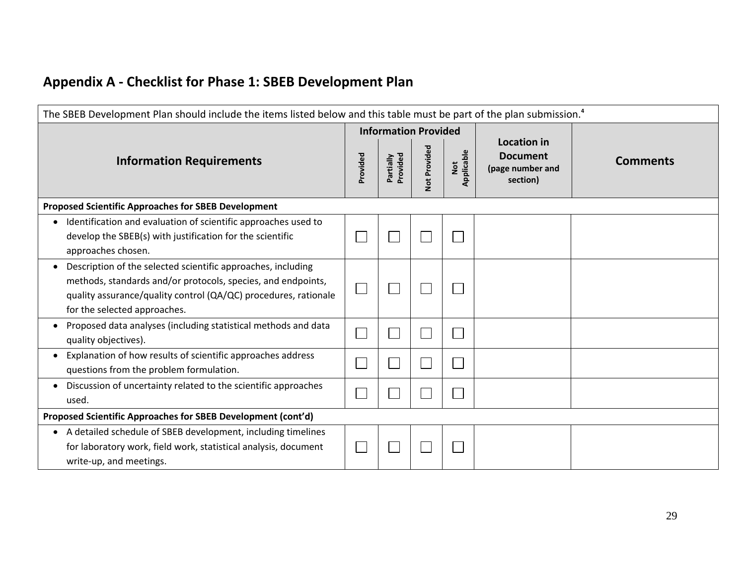## Appendix A - Checklist for Phase 1: SBEB Development Plan

The SBEB Development Plan should include the items listed below and this table must be part of the plan submission.[4]

| Information Requirements | Information Provided | | | | Location in Document (page number and section) | Comments |
|---|---|---|---|---|---|---|
| | Provided | Partially Provided | Not Provided | Not Applicable | | |
| **Proposed Scientific Approaches for SBEB Development** | | | | | | |
| • Identification and evaluation of scientific approaches used to develop the SBEB(s) with justification for the scientific approaches chosen. | ☐ | ☐ | ☐ | ☐ | | |
| • Description of the selected scientific approaches, including methods, standards and/or protocols, species, and endpoints, quality assurance/quality control (QA/QC) procedures, rationale for the selected approaches. | ☐ | ☐ | ☐ | ☐ | | |
| • Proposed data analyses (including statistical methods and data quality objectives). | ☐ | ☐ | ☐ | ☐ | | |
| • Explanation of how results of scientific approaches address questions from the problem formulation. | ☐ | ☐ | ☐ | ☐ | | |
| • Discussion of uncertainty related to the scientific approaches used. | ☐ | ☐ | ☐ | ☐ | | |
| **Proposed Scientific Approaches for SBEB Development (cont'd)** | | | | | | |
| • A detailed schedule of SBEB development, including timelines for laboratory work, field work, statistical analysis, document write-up, and meetings. | ☐ | ☐ | ☐ | ☐ | | |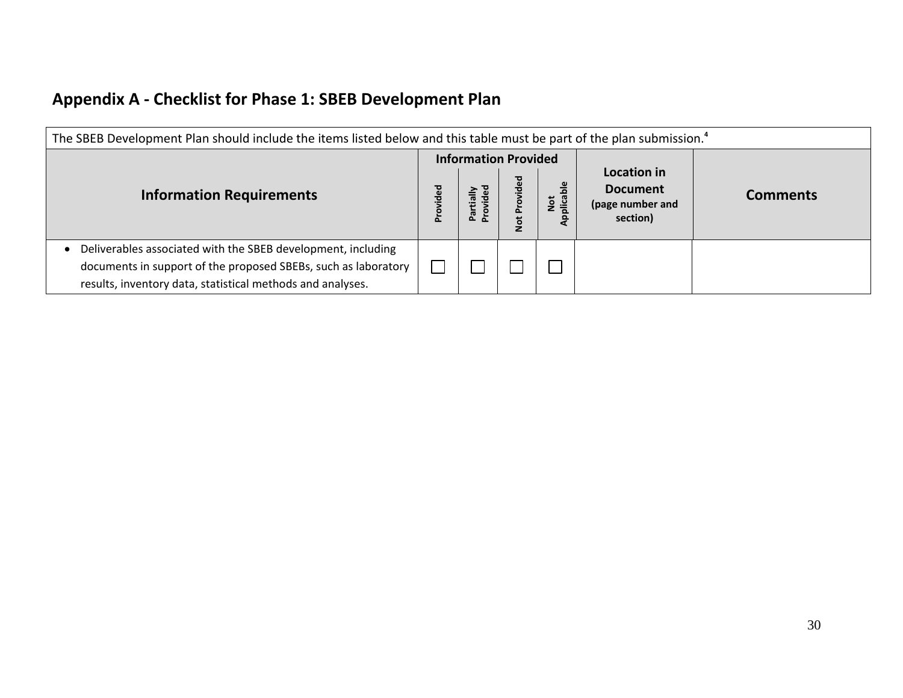## Appendix A - Checklist for Phase 1: SBEB Development Plan

The SBEB Development Plan should include the items listed below and this table must be part of the plan submission.[4]

| Information Requirements | Information Provided | | | | Location in Document (page number and section) | Comments |
|---|---|---|---|---|---|---|
| | Provided | Partially Provided | Not Provided | Not Applicable | | |
| • Deliverables associated with the SBEB development, including documents in support of the proposed SBEBs, such as laboratory results, inventory data, statistical methods and analyses. | ☐ | ☐ | ☐ | ☐ | | |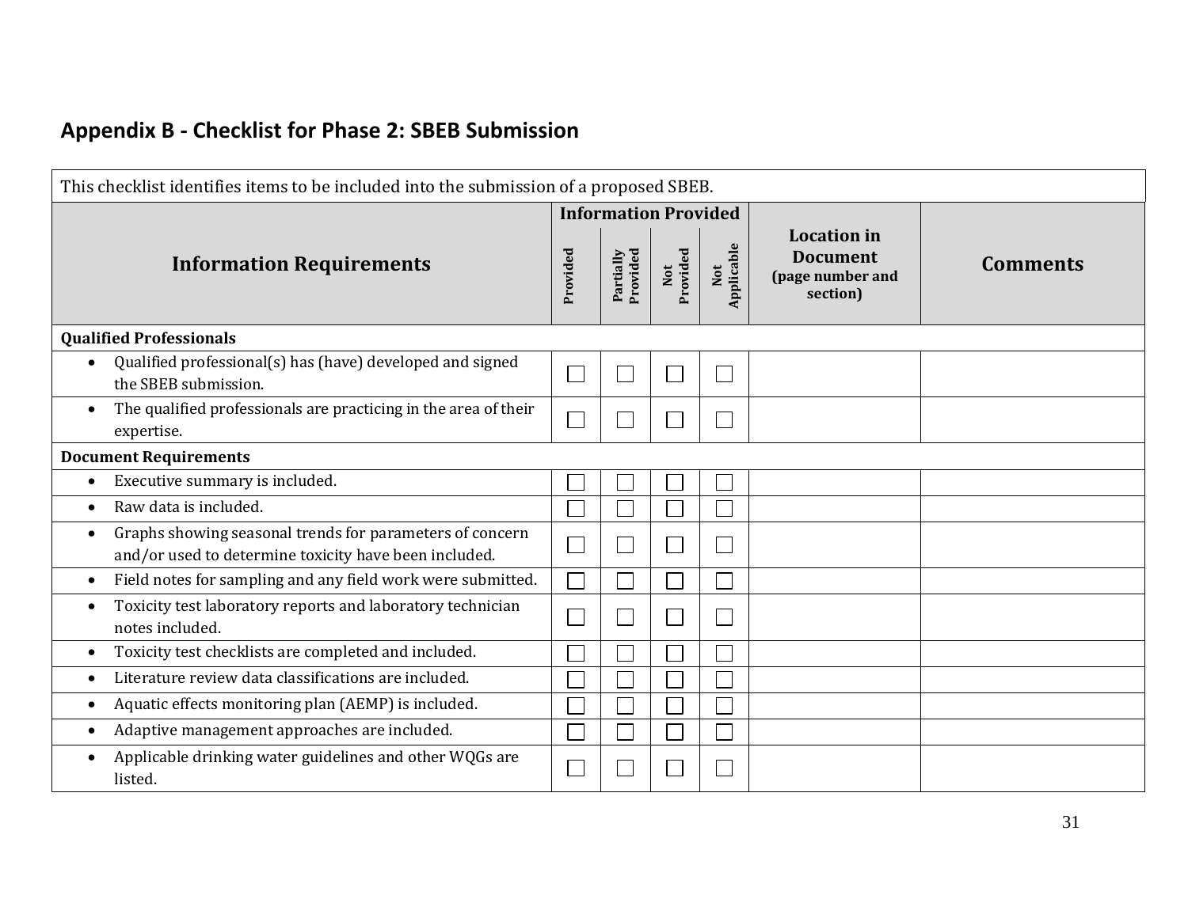## Appendix B - Checklist for Phase 2: SBEB Submission

This checklist identifies items to be included into the submission of a proposed SBEB.

| Information Requirements | Information Provided | | | | Location in Document (page number and section) | Comments |
|---|---|---|---|---|---|---|
| | Provided | Partially Provided | Not Provided | Not Applicable | | |
| **Qualified Professionals** | | | | | | |
| • Qualified professional(s) has (have) developed and signed the SBEB submission. | ☐ | ☐ | ☐ | ☐ | | |
| • The qualified professionals are practicing in the area of their expertise. | ☐ | ☐ | ☐ | ☐ | | |
| **Document Requirements** | | | | | | |
| • Executive summary is included. | ☐ | ☐ | ☐ | ☐ | | |
| • Raw data is included. | ☐ | ☐ | ☐ | ☐ | | |
| • Graphs showing seasonal trends for parameters of concern and/or used to determine toxicity have been included. | ☐ | ☐ | ☐ | ☐ | | |
| • Field notes for sampling and any field work were submitted. | ☐ | ☐ | ☐ | ☐ | | |
| • Toxicity test laboratory reports and laboratory technician notes included. | ☐ | ☐ | ☐ | ☐ | | |
| • Toxicity test checklists are completed and included. | ☐ | ☐ | ☐ | ☐ | | |
| • Literature review data classifications are included. | ☐ | ☐ | ☐ | ☐ | | |
| • Aquatic effects monitoring plan (AEMP) is included. | ☐ | ☐ | ☐ | ☐ | | |
| • Adaptive management approaches are included. | ☐ | ☐ | ☐ | ☐ | | |
| • Applicable drinking water guidelines and other WQGs are listed. | ☐ | ☐ | ☐ | ☐ | | |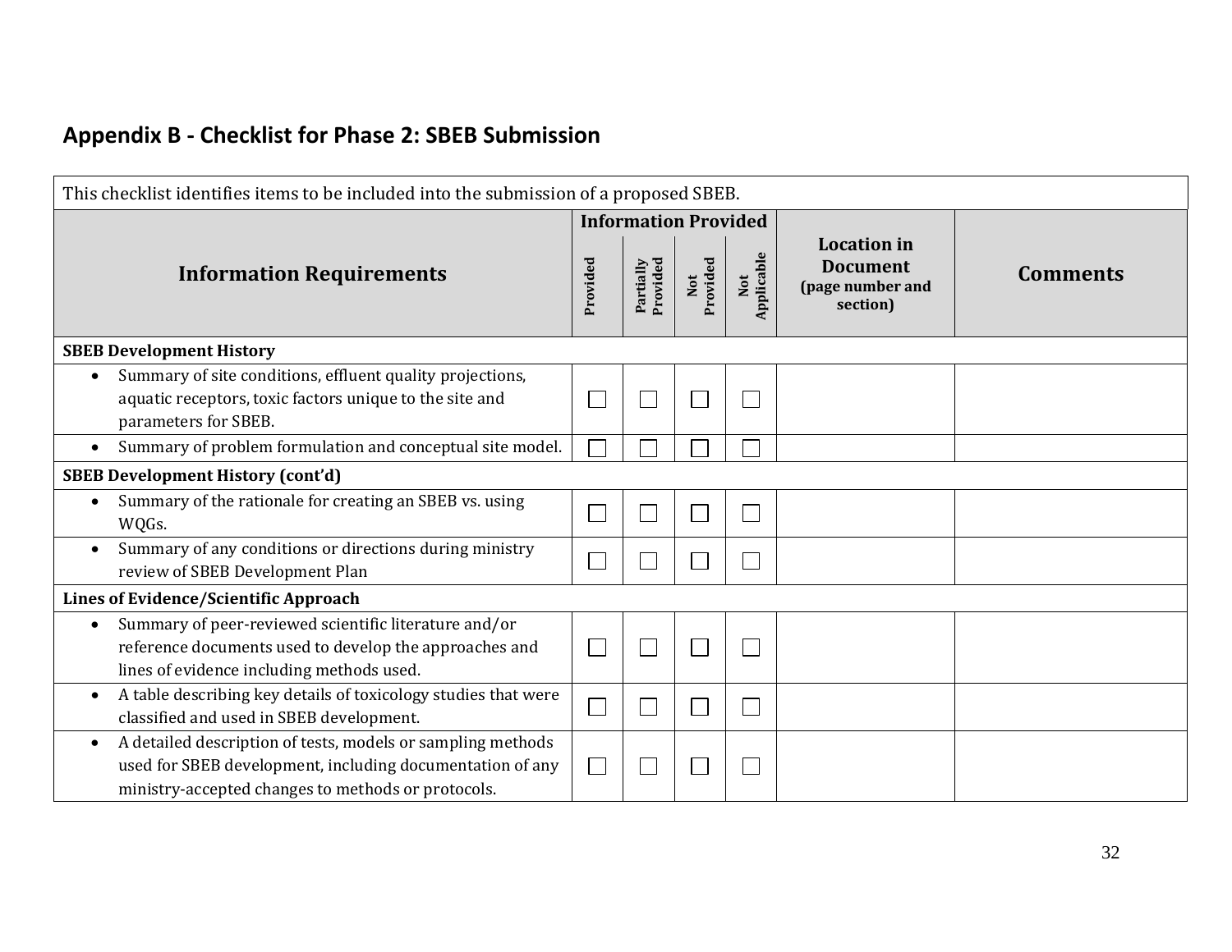## Appendix B - Checklist for Phase 2: SBEB Submission

This checklist identifies items to be included into the submission of a proposed SBEB.

| Information Requirements | Information Provided | | | | Location in Document (page number and section) | Comments |
|---|---|---|---|---|---|---|
| | Provided | Partially Provided | Not Provided | Not Applicable | | |
| **SBEB Development History** | | | | | | |
| • Summary of site conditions, effluent quality projections, aquatic receptors, toxic factors unique to the site and parameters for SBEB. | ☐ | ☐ | ☐ | ☐ | | |
| • Summary of problem formulation and conceptual site model. | ☐ | ☐ | ☐ | ☐ | | |
| **SBEB Development History (cont'd)** | | | | | | |
| • Summary of the rationale for creating an SBEB vs. using WQGs. | ☐ | ☐ | ☐ | ☐ | | |
| • Summary of any conditions or directions during ministry review of SBEB Development Plan | ☐ | ☐ | ☐ | ☐ | | |
| **Lines of Evidence/Scientific Approach** | | | | | | |
| • Summary of peer-reviewed scientific literature and/or reference documents used to develop the approaches and lines of evidence including methods used. | ☐ | ☐ | ☐ | ☐ | | |
| • A table describing key details of toxicology studies that were classified and used in SBEB development. | ☐ | ☐ | ☐ | ☐ | | |
| • A detailed description of tests, models or sampling methods used for SBEB development, including documentation of any ministry-accepted changes to methods or protocols. | ☐ | ☐ | ☐ | ☐ | | |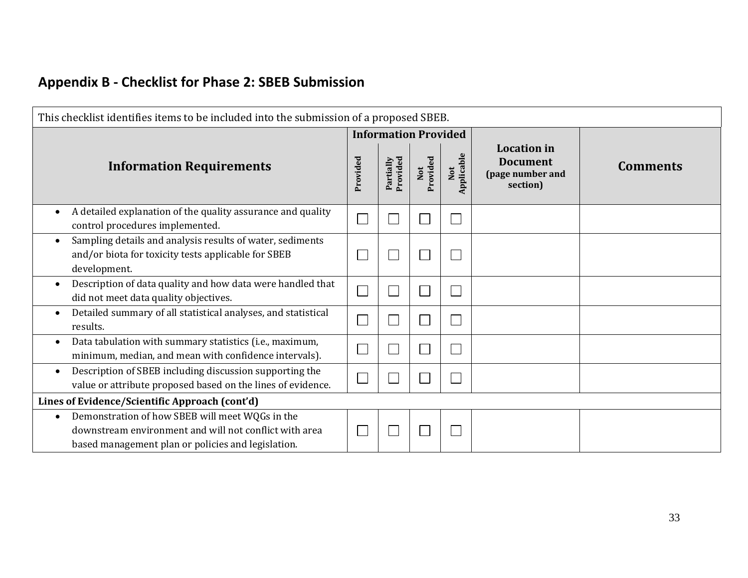## Appendix B - Checklist for Phase 2: SBEB Submission

| This checklist identifies items to be included into the submission of a proposed SBEB. | | | | | | |
|---|---|---|---|---|---|---|
| **Information Requirements** | **Information Provided** | | | | **Location in Document (page number and section)** | **Comments** |
| | **Provided** | **Partially Provided** | **Not Provided** | **Not Applicable** | | |
| • A detailed explanation of the quality assurance and quality control procedures implemented. | ☐ | ☐ | ☐ | ☐ | | |
| • Sampling details and analysis results of water, sediments and/or biota for toxicity tests applicable for SBEB development. | ☐ | ☐ | ☐ | ☐ | | |
| • Description of data quality and how data were handled that did not meet data quality objectives. | ☐ | ☐ | ☐ | ☐ | | |
| • Detailed summary of all statistical analyses, and statistical results. | ☐ | ☐ | ☐ | ☐ | | |
| • Data tabulation with summary statistics (i.e., maximum, minimum, median, and mean with confidence intervals). | ☐ | ☐ | ☐ | ☐ | | |
| • Description of SBEB including discussion supporting the value or attribute proposed based on the lines of evidence. | ☐ | ☐ | ☐ | ☐ | | |
| **Lines of Evidence/Scientific Approach (cont'd)** | | | | | | |
| • Demonstration of how SBEB will meet WQGs in the downstream environment and will not conflict with area based management plan or policies and legislation. | ☐ | ☐ | ☐ | ☐ | | |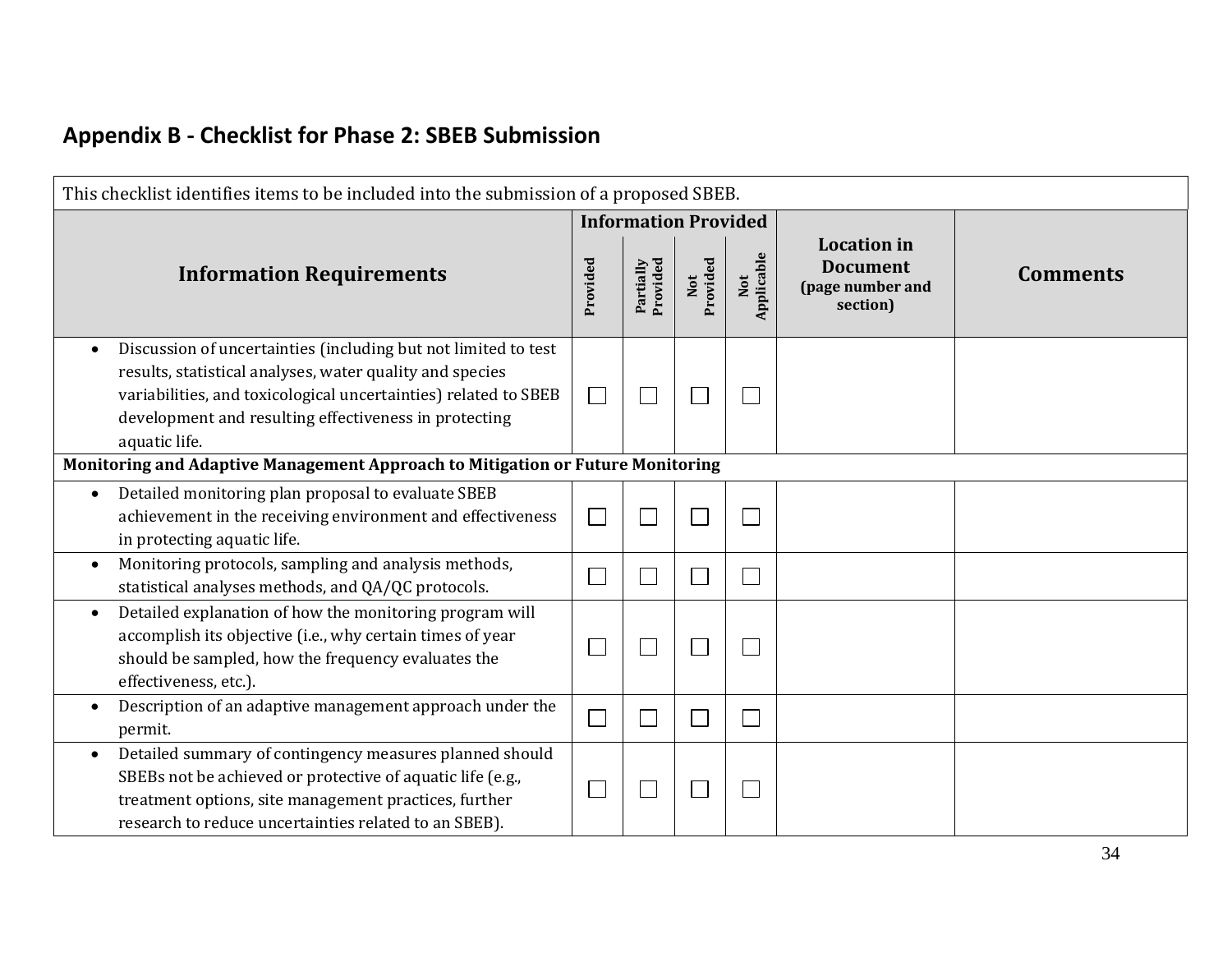## Appendix B - Checklist for Phase 2: SBEB Submission

| This checklist identifies items to be included into the submission of a proposed SBEB. | | | | | | |
|---|---|---|---|---|---|---|
| **Information Requirements** | **Information Provided** | | | | **Location in Document (page number and section)** | **Comments** |
| | **Provided** | **Partially Provided** | **Not Provided** | **Not Applicable** | | |
| • Discussion of uncertainties (including but not limited to test results, statistical analyses, water quality and species variabilities, and toxicological uncertainties) related to SBEB development and resulting effectiveness in protecting aquatic life. | ☐ | ☐ | ☐ | ☐ | | |
| **Monitoring and Adaptive Management Approach to Mitigation or Future Monitoring** | | | | | | |
| • Detailed monitoring plan proposal to evaluate SBEB achievement in the receiving environment and effectiveness in protecting aquatic life. | ☐ | ☐ | ☐ | ☐ | | |
| • Monitoring protocols, sampling and analysis methods, statistical analyses methods, and QA/QC protocols. | ☐ | ☐ | ☐ | ☐ | | |
| • Detailed explanation of how the monitoring program will accomplish its objective (i.e., why certain times of year should be sampled, how the frequency evaluates the effectiveness, etc.). | ☐ | ☐ | ☐ | ☐ | | |
| • Description of an adaptive management approach under the permit. | ☐ | ☐ | ☐ | ☐ | | |
| • Detailed summary of contingency measures planned should SBEBs not be achieved or protective of aquatic life (e.g., treatment options, site management practices, further research to reduce uncertainties related to an SBEB). | ☐ | ☐ | ☐ | ☐ | | |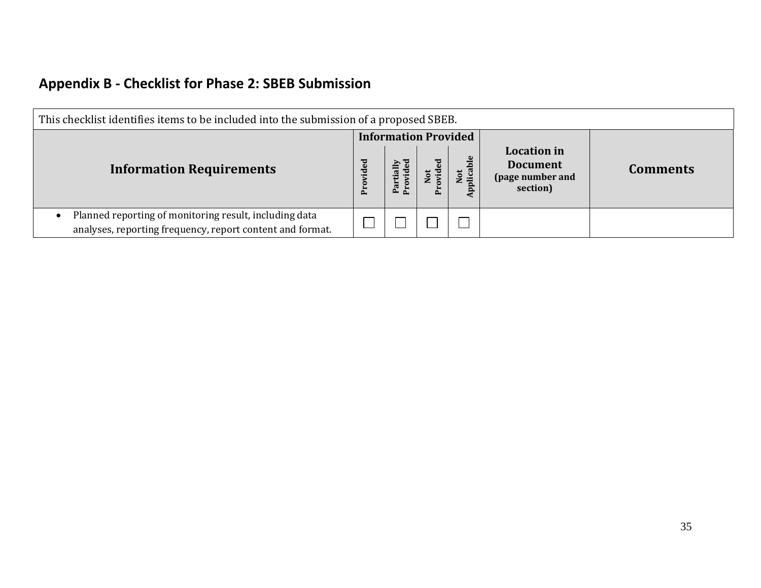## Appendix B - Checklist for Phase 2: SBEB Submission

| This checklist identifies items to be included into the submission of a proposed SBEB. | | | | | | |
|---|---|---|---|---|---|---|
| **Information Requirements** | **Information Provided** | | | | **Location in Document (page number and section)** | **Comments** |
| | **Provided** | **Partially Provided** | **Not Provided** | **Not Applicable** | | |
| • Planned reporting of monitoring result, including data analyses, reporting frequency, report content and format. | ☐ | ☐ | ☐ | ☐ | | |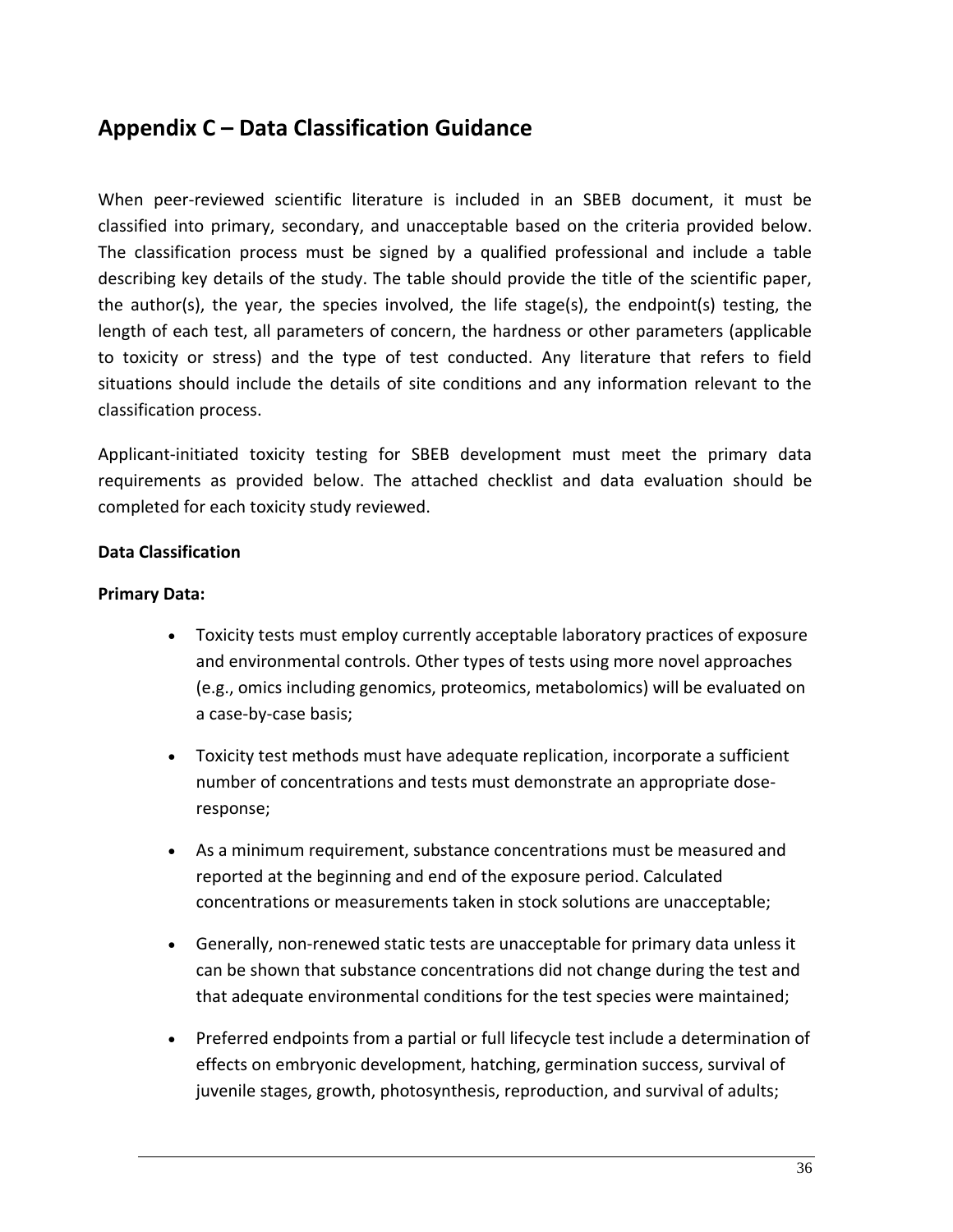# Appendix C – Data Classification Guidance

When peer-reviewed scientific literature is included in an SBEB document, it must be classified into primary, secondary, and unacceptable based on the criteria provided below. The classification process must be signed by a qualified professional and include a table describing key details of the study. The table should provide the title of the scientific paper, the author(s), the year, the species involved, the life stage(s), the endpoint(s) testing, the length of each test, all parameters of concern, the hardness or other parameters (applicable to toxicity or stress) and the type of test conducted. Any literature that refers to field situations should include the details of site conditions and any information relevant to the classification process.

Applicant-initiated toxicity testing for SBEB development must meet the primary data requirements as provided below. The attached checklist and data evaluation should be completed for each toxicity study reviewed.

**Data Classification**

**Primary Data:**

- Toxicity tests must employ currently acceptable laboratory practices of exposure and environmental controls. Other types of tests using more novel approaches (e.g., omics including genomics, proteomics, metabolomics) will be evaluated on a case-by-case basis;
- Toxicity test methods must have adequate replication, incorporate a sufficient number of concentrations and tests must demonstrate an appropriate dose-response;
- As a minimum requirement, substance concentrations must be measured and reported at the beginning and end of the exposure period. Calculated concentrations or measurements taken in stock solutions are unacceptable;
- Generally, non-renewed static tests are unacceptable for primary data unless it can be shown that substance concentrations did not change during the test and that adequate environmental conditions for the test species were maintained;
- Preferred endpoints from a partial or full lifecycle test include a determination of effects on embryonic development, hatching, germination success, survival of juvenile stages, growth, photosynthesis, reproduction, and survival of adults;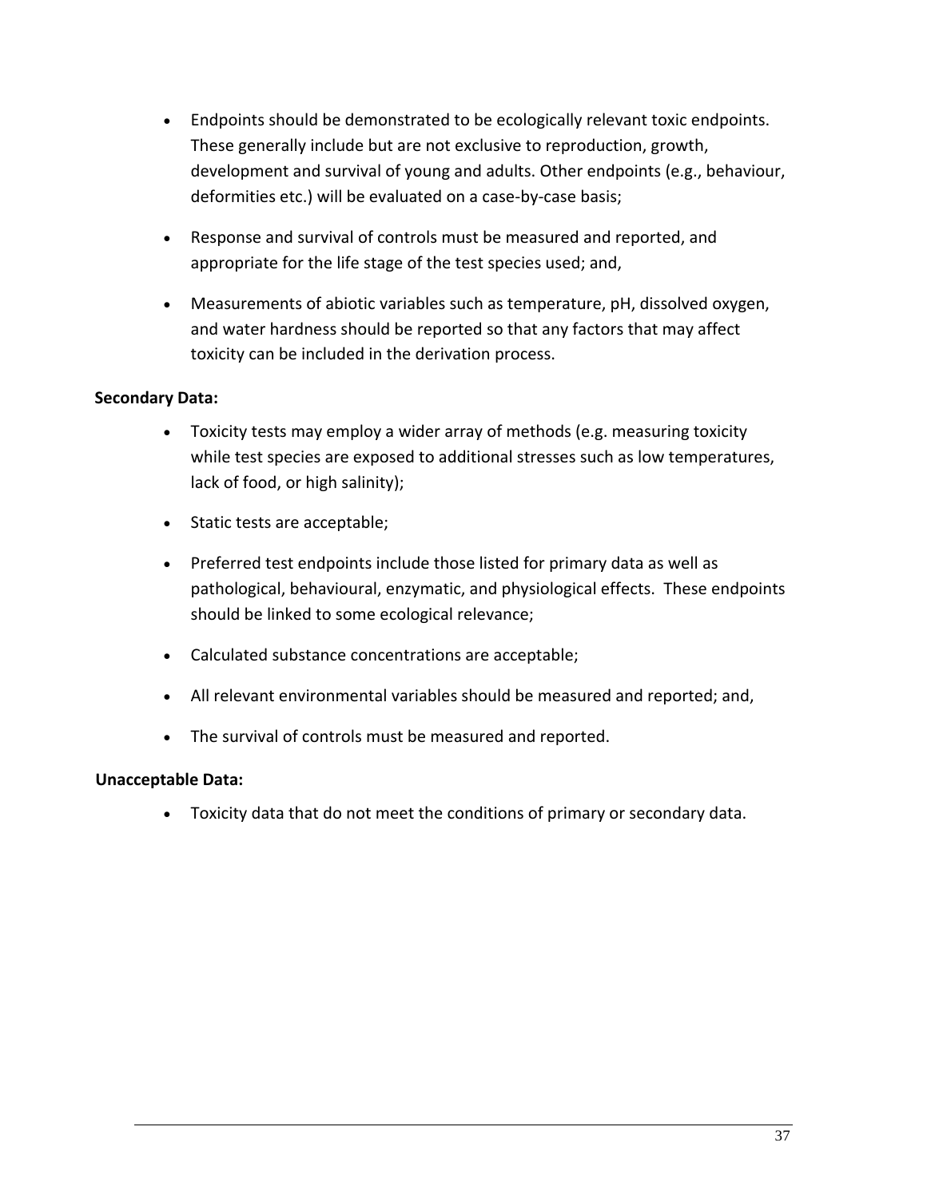- Endpoints should be demonstrated to be ecologically relevant toxic endpoints. These generally include but are not exclusive to reproduction, growth, development and survival of young and adults. Other endpoints (e.g., behaviour, deformities etc.) will be evaluated on a case-by-case basis;

- Response and survival of controls must be measured and reported, and appropriate for the life stage of the test species used; and,

- Measurements of abiotic variables such as temperature, pH, dissolved oxygen, and water hardness should be reported so that any factors that may affect toxicity can be included in the derivation process.

**Secondary Data:**

- Toxicity tests may employ a wider array of methods (e.g. measuring toxicity while test species are exposed to additional stresses such as low temperatures, lack of food, or high salinity);

- Static tests are acceptable;

- Preferred test endpoints include those listed for primary data as well as pathological, behavioural, enzymatic, and physiological effects. These endpoints should be linked to some ecological relevance;

- Calculated substance concentrations are acceptable;

- All relevant environmental variables should be measured and reported; and,

- The survival of controls must be measured and reported.

**Unacceptable Data:**

- Toxicity data that do not meet the conditions of primary or secondary data.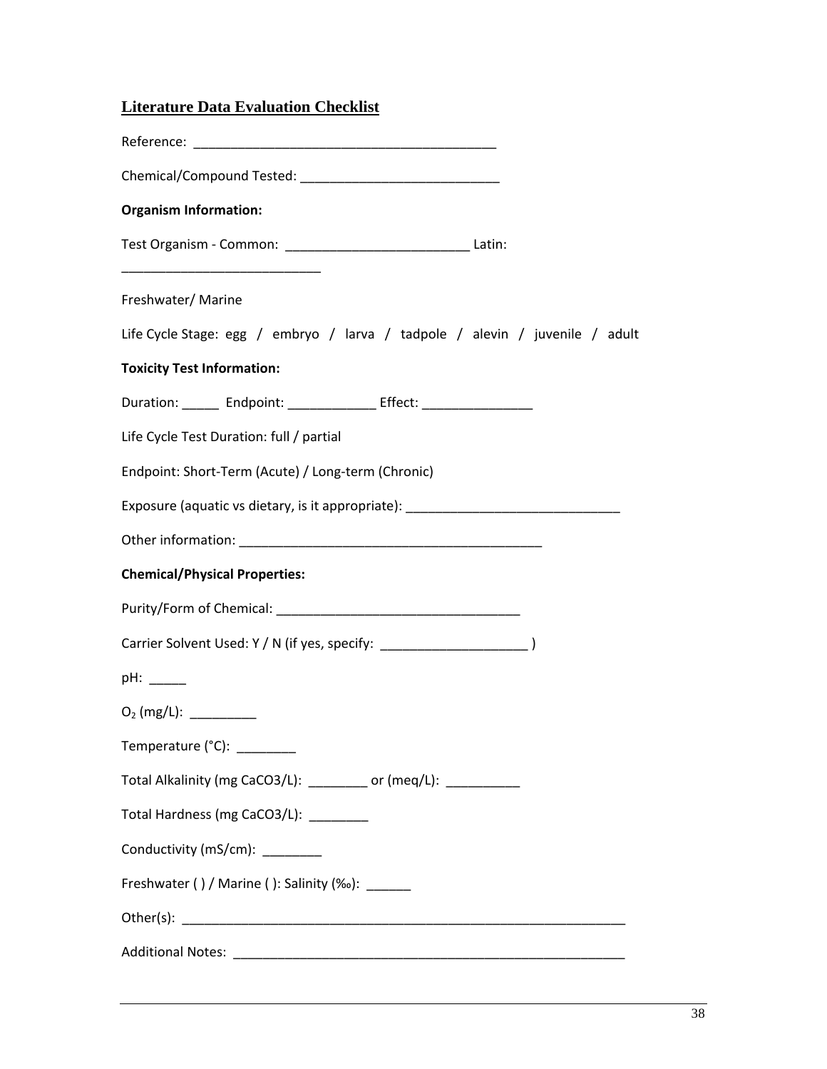## Literature Data Evaluation Checklist

Reference: ___________________________________________

Chemical/Compound Tested: ____________________________

**Organism Information:**

Test Organism - Common: __________________________ Latin: ____________________________

Freshwater/ Marine

Life Cycle Stage: egg / embryo / larva / tadpole / alevin / juvenile / adult

**Toxicity Test Information:**

Duration: _____ Endpoint: ____________ Effect: _______________

Life Cycle Test Duration: full / partial

Endpoint: Short-Term (Acute) / Long-term (Chronic)

Exposure (aquatic vs dietary, is it appropriate): ______________________________

Other information: ___________________________________________

**Chemical/Physical Properties:**

Purity/Form of Chemical: __________________________________

Carrier Solvent Used: Y / N (if yes, specify: ____________________ )

pH: _____

$O_2$ (mg/L): _________

Temperature (°C): ________

Total Alkalinity (mg CaCO3/L): ________ or (meq/L): __________

Total Hardness (mg CaCO3/L): ________

Conductivity (mS/cm): ________

Freshwater ( ) / Marine ( ): Salinity (‰): ______

Other(s): _______________________________________________________________

Additional Notes: ________________________________________________________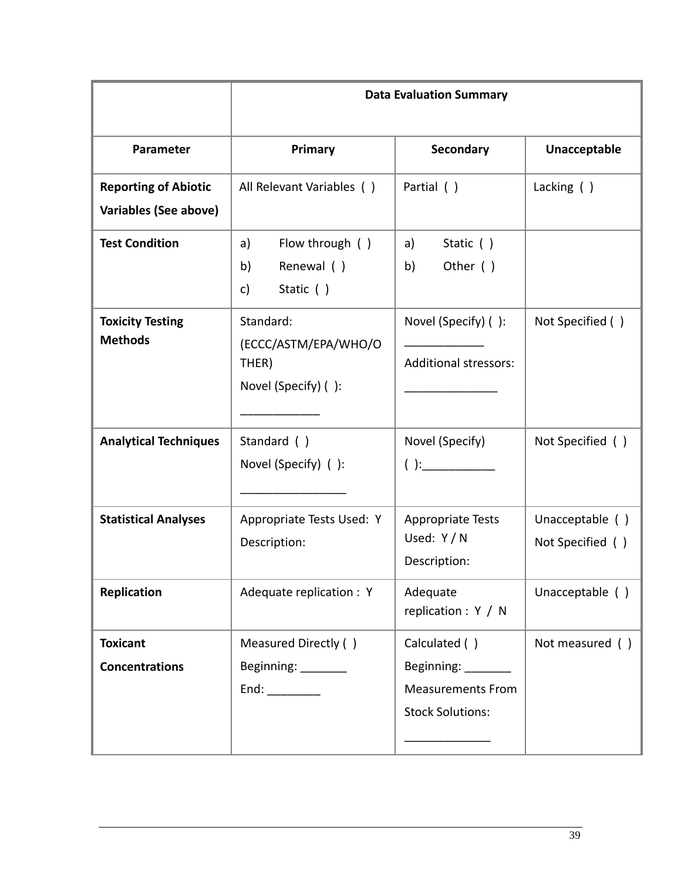| | Data Evaluation Summary | | |
|---|---|---|---|
| **Parameter** | **Primary** | **Secondary** | **Unacceptable** |
| **Reporting of Abiotic Variables (See above)** | All Relevant Variables ( ) | Partial ( ) | Lacking ( ) |
| **Test Condition** | a) Flow through ( )<br>b) Renewal ( )<br>c) Static ( ) | a) Static ( )<br>b) Other ( ) | |
| **Toxicity Testing Methods** | Standard: (ECCC/ASTM/EPA/WHO/OTHER)<br>Novel (Specify) ( ): ____________ | Novel (Specify) ( ): ____________<br>Additional stressors: ______________ | Not Specified ( ) |
| **Analytical Techniques** | Standard ( )<br>Novel (Specify) ( ): ________________ | Novel (Specify) ( ):___________ | Not Specified ( ) |
| **Statistical Analyses** | Appropriate Tests Used: Y<br>Description: | Appropriate Tests Used: Y / N<br>Description: | Unacceptable ( )<br>Not Specified ( ) |
| **Replication** | Adequate replication : Y | Adequate replication : Y / N | Unacceptable ( ) |
| **Toxicant Concentrations** | Measured Directly ( )<br>Beginning: _______<br>End: ________ | Calculated ( )<br>Beginning: _______<br>Measurements From Stock Solutions: _____________ | Not measured ( ) |